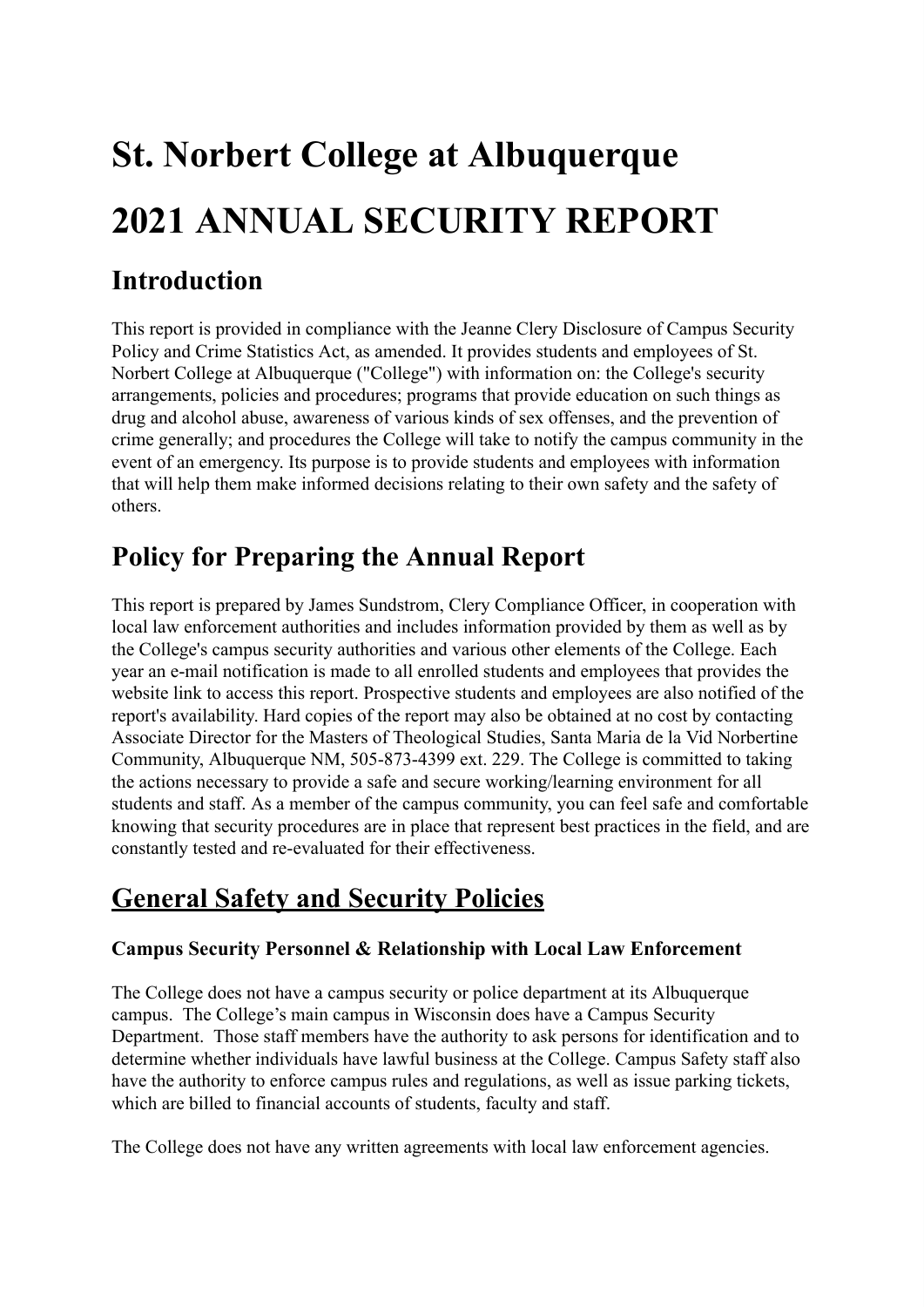# St. Norbert College at Albuquerque

# 2021 ANNUAL SECURITY REPORT

## Introduction

This report is provided in compliance with the Jeanne Clery Disclosure of Campus Security Policy and Crime Statistics Act, as amended. It provides students and employees of St. Norbert College at Albuquerque ("College") with information on: the College's security arrangements, policies and procedures; programs that provide education on such things as drug and alcohol abuse, awareness of various kinds of sex offenses, and the prevention of crime generally; and procedures the College will take to notify the campus community in the event of an emergency. Its purpose is to provide students and employees with information that will help them make informed decisions relating to their own safety and the safety of others.

## Policy for Preparing the Annual Report

This report is prepared by James Sundstrom, Clery Compliance Officer, in cooperation with local law enforcement authorities and includes information provided by them as well as by the College's campus security authorities and various other elements of the College. Each year an e-mail notification is made to all enrolled students and employees that provides the website link to access this report. Prospective students and employees are also notified of the report's availability. Hard copies of the report may also be obtained at no cost by contacting Associate Director for the Masters of Theological Studies, Santa Maria de la Vid Norbertine Community, Albuquerque NM, 505-873-4399 ext. 229. The College is committed to taking the actions necessary to provide a safe and secure working/learning environment for all students and staff. As a member of the campus community, you can feel safe and comfortable knowing that security procedures are in place that represent best practices in the field, and are constantly tested and re-evaluated for their effectiveness.

## General Safety and Security Policies

### Campus Security Personnel & Relationship with Local Law Enforcement

The College does not have a campus security or police department at its Albuquerque campus. The College's main campus in Wisconsin does have a Campus Security Department. Those staff members have the authority to ask persons for identification and to determine whether individuals have lawful business at the College. Campus Safety staff also have the authority to enforce campus rules and regulations, as well as issue parking tickets, which are billed to financial accounts of students, faculty and staff.

The College does not have any written agreements with local law enforcement agencies.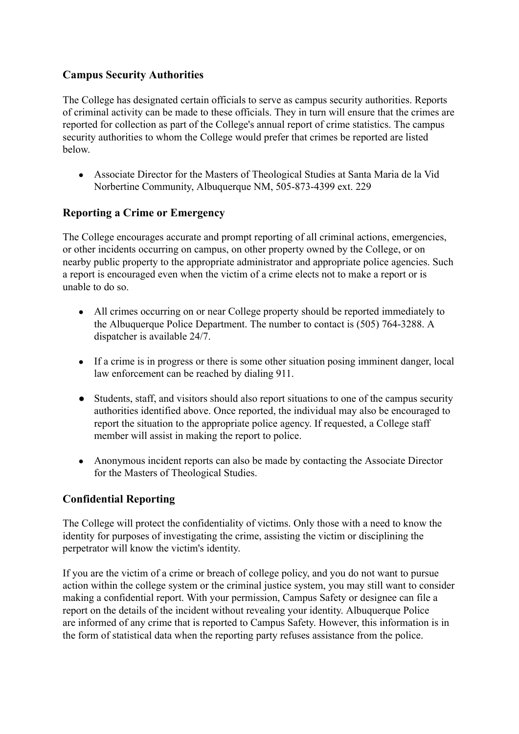## Campus Security Authorities

The College has designated certain officials to serve as campus security authorities. Reports of criminal activity can be made to these officials. They in turn will ensure that the crimes are reported for collection as part of the College's annual report of crime statistics. The campus security authorities to whom the College would prefer that crimes be reported are listed below.

- Associate Director for the Masters of Theological Studies at Santa Maria de la Vid Norbertine Community, Albuquerque NM, 505-873-4399 ext. 229

## Reporting a Crime or Emergency

The College encourages accurate and prompt reporting of all criminal actions, emergencies, or other incidents occurring on campus, on other property owned by the College, or on nearby public property to the appropriate administrator and appropriate police agencies. Such a report is encouraged even when the victim of a crime elects not to make a report or is unable to do so.

- All crimes occurring on or near College property should be reported immediately to the Albuquerque Police Department. The number to contact is (505) 764-3288. A dispatcher is available 24/7.
- If a crime is in progress or there is some other situation posing imminent danger, local law enforcement can be reached by dialing 911.
- Students, staff, and visitors should also report situations to one of the campus security authorities identified above. Once reported, the individual may also be encouraged to report the situation to the appropriate police agency. If requested, a College staff member will assist in making the report to police.
- Anonymous incident reports can also be made by contacting the Associate Director for the Masters of Theological Studies.

## Confidential Reporting

The College will protect the confidentiality of victims. Only those with a need to know the identity for purposes of investigating the crime, assisting the victim or disciplining the perpetrator will know the victim's identity.

If you are the victim of a crime or breach of college policy, and you do not want to pursue action within the college system or the criminal justice system, you may still want to consider making a confidential report. With your permission, Campus Safety or designee can file a report on the details of the incident without revealing your identity. Albuquerque Police are informed of any crime that is reported to Campus Safety. However, this information is in the form of statistical data when the reporting party refuses assistance from the police.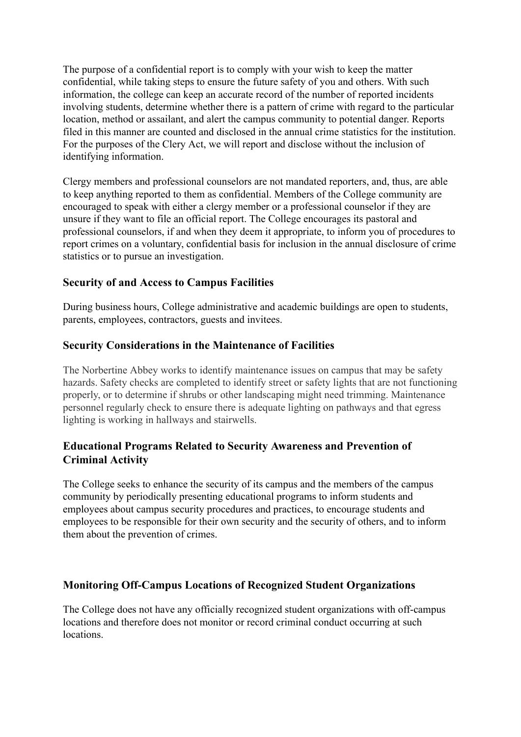The purpose of a confidential report is to comply with your wish to keep the matter confidential, while taking steps to ensure the future safety of you and others. With such information, the college can keep an accurate record of the number of reported incidents involving students, determine whether there is a pattern of crime with regard to the particular location, method or assailant, and alert the campus community to potential danger. Reports filed in this manner are counted and disclosed in the annual crime statistics for the institution. For the purposes of the Clery Act, we will report and disclose without the inclusion of identifying information.

Clergy members and professional counselors are not mandated reporters, and, thus, are able to keep anything reported to them as confidential. Members of the College community are encouraged to speak with either a clergy member or a professional counselor if they are unsure if they want to file an official report. The College encourages its pastoral and professional counselors, if and when they deem it appropriate, to inform you of procedures to report crimes on a voluntary, confidential basis for inclusion in the annual disclosure of crime statistics or to pursue an investigation.

## Security of and Access to Campus Facilities

During business hours, College administrative and academic buildings are open to students, parents, employees, contractors, guests and invitees.

## Security Considerations in the Maintenance of Facilities

The Norbertine Abbey works to identify maintenance issues on campus that may be safety hazards. Safety checks are completed to identify street or safety lights that are not functioning properly, or to determine if shrubs or other landscaping might need trimming. Maintenance personnel regularly check to ensure there is adequate lighting on pathways and that egress lighting is working in hallways and stairwells.

## Educational Programs Related to Security Awareness and Prevention of Criminal Activity

The College seeks to enhance the security of its campus and the members of the campus community by periodically presenting educational programs to inform students and employees about campus security procedures and practices, to encourage students and employees to be responsible for their own security and the security of others, and to inform them about the prevention of crimes.

## Monitoring Off-Campus Locations of Recognized Student Organizations

The College does not have any officially recognized student organizations with off-campus locations and therefore does not monitor or record criminal conduct occurring at such locations.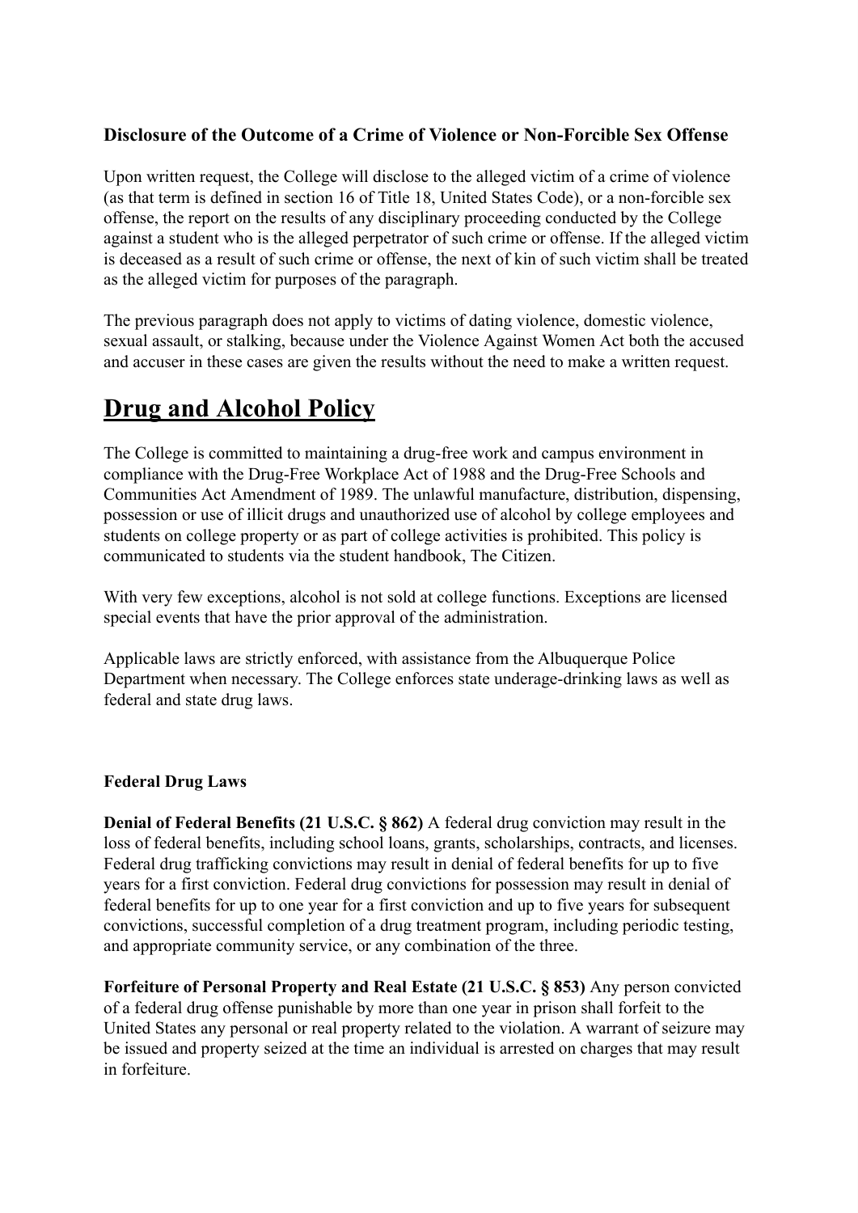**Disclosure of the Outcome of a Crime of Violence or Non-Forcible Sex Offense**

Upon written request, the College will disclose to the alleged victim of a crime of violence (as that term is defined in section 16 of Title 18, United States Code), or a non-forcible sex offense, the report on the results of any disciplinary proceeding conducted by the College against a student who is the alleged perpetrator of such crime or offense. If the alleged victim is deceased as a result of such crime or offense, the next of kin of such victim shall be treated as the alleged victim for purposes of the paragraph.

The previous paragraph does not apply to victims of dating violence, domestic violence, sexual assault, or stalking, because under the Violence Against Women Act both the accused and accuser in these cases are given the results without the need to make a written request.

# Drug and Alcohol Policy

The College is committed to maintaining a drug-free work and campus environment in compliance with the Drug-Free Workplace Act of 1988 and the Drug-Free Schools and Communities Act Amendment of 1989. The unlawful manufacture, distribution, dispensing, possession or use of illicit drugs and unauthorized use of alcohol by college employees and students on college property or as part of college activities is prohibited. This policy is communicated to students via the student handbook, The Citizen.

With very few exceptions, alcohol is not sold at college functions. Exceptions are licensed special events that have the prior approval of the administration.

Applicable laws are strictly enforced, with assistance from the Albuquerque Police Department when necessary. The College enforces state underage-drinking laws as well as federal and state drug laws.

**Federal Drug Laws**

**Denial of Federal Benefits (21 U.S.C. § 862)** A federal drug conviction may result in the loss of federal benefits, including school loans, grants, scholarships, contracts, and licenses. Federal drug trafficking convictions may result in denial of federal benefits for up to five years for a first conviction. Federal drug convictions for possession may result in denial of federal benefits for up to one year for a first conviction and up to five years for subsequent convictions, successful completion of a drug treatment program, including periodic testing, and appropriate community service, or any combination of the three.

**Forfeiture of Personal Property and Real Estate (21 U.S.C. § 853)** Any person convicted of a federal drug offense punishable by more than one year in prison shall forfeit to the United States any personal or real property related to the violation. A warrant of seizure may be issued and property seized at the time an individual is arrested on charges that may result in forfeiture.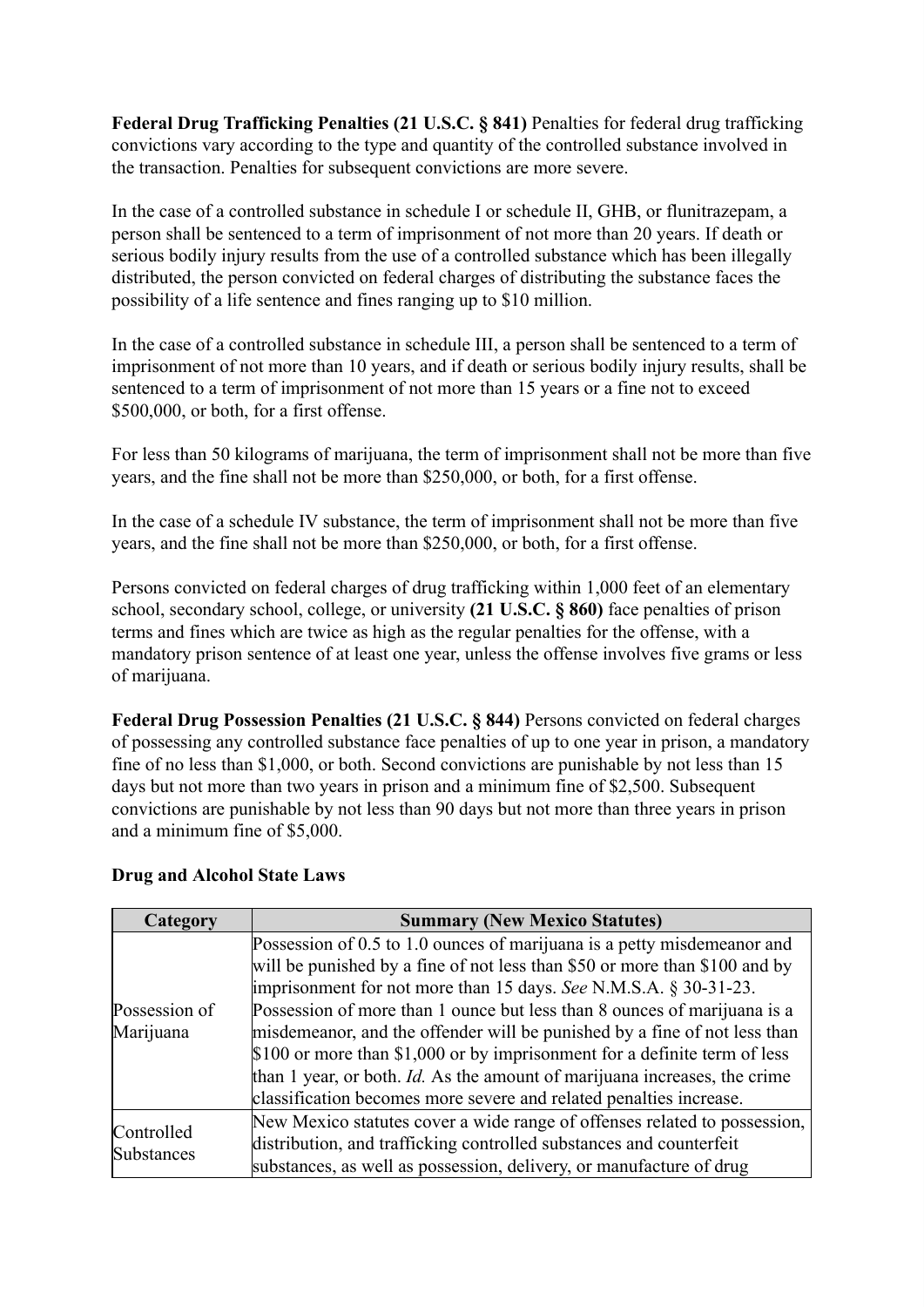**Federal Drug Trafficking Penalties (21 U.S.C. § 841)** Penalties for federal drug trafficking convictions vary according to the type and quantity of the controlled substance involved in the transaction. Penalties for subsequent convictions are more severe.

In the case of a controlled substance in schedule I or schedule II, GHB, or flunitrazepam, a person shall be sentenced to a term of imprisonment of not more than 20 years. If death or serious bodily injury results from the use of a controlled substance which has been illegally distributed, the person convicted on federal charges of distributing the substance faces the possibility of a life sentence and fines ranging up to $10 million.

In the case of a controlled substance in schedule III, a person shall be sentenced to a term of imprisonment of not more than 10 years, and if death or serious bodily injury results, shall be sentenced to a term of imprisonment of not more than 15 years or a fine not to exceed $500,000, or both, for a first offense.

For less than 50 kilograms of marijuana, the term of imprisonment shall not be more than five years, and the fine shall not be more than $250,000, or both, for a first offense.

In the case of a schedule IV substance, the term of imprisonment shall not be more than five years, and the fine shall not be more than $250,000, or both, for a first offense.

Persons convicted on federal charges of drug trafficking within 1,000 feet of an elementary school, secondary school, college, or university **(21 U.S.C. § 860)** face penalties of prison terms and fines which are twice as high as the regular penalties for the offense, with a mandatory prison sentence of at least one year, unless the offense involves five grams or less of marijuana.

**Federal Drug Possession Penalties (21 U.S.C. § 844)** Persons convicted on federal charges of possessing any controlled substance face penalties of up to one year in prison, a mandatory fine of no less than $1,000, or both. Second convictions are punishable by not less than 15 days but not more than two years in prison and a minimum fine of $2,500. Subsequent convictions are punishable by not less than 90 days but not more than three years in prison and a minimum fine of $5,000.

**Drug and Alcohol State Laws**

| Category | Summary (New Mexico Statutes) |
|---|---|
| Possession of Marijuana | Possession of 0.5 to 1.0 ounces of marijuana is a petty misdemeanor and will be punished by a fine of not less than $50 or more than $100 and by imprisonment for not more than 15 days. *See* N.M.S.A. § 30-31-23. Possession of more than 1 ounce but less than 8 ounces of marijuana is a misdemeanor, and the offender will be punished by a fine of not less than $100 or more than $1,000 or by imprisonment for a definite term of less than 1 year, or both. *Id.* As the amount of marijuana increases, the crime classification becomes more severe and related penalties increase. |
| Controlled Substances | New Mexico statutes cover a wide range of offenses related to possession, distribution, and trafficking controlled substances and counterfeit substances, as well as possession, delivery, or manufacture of drug |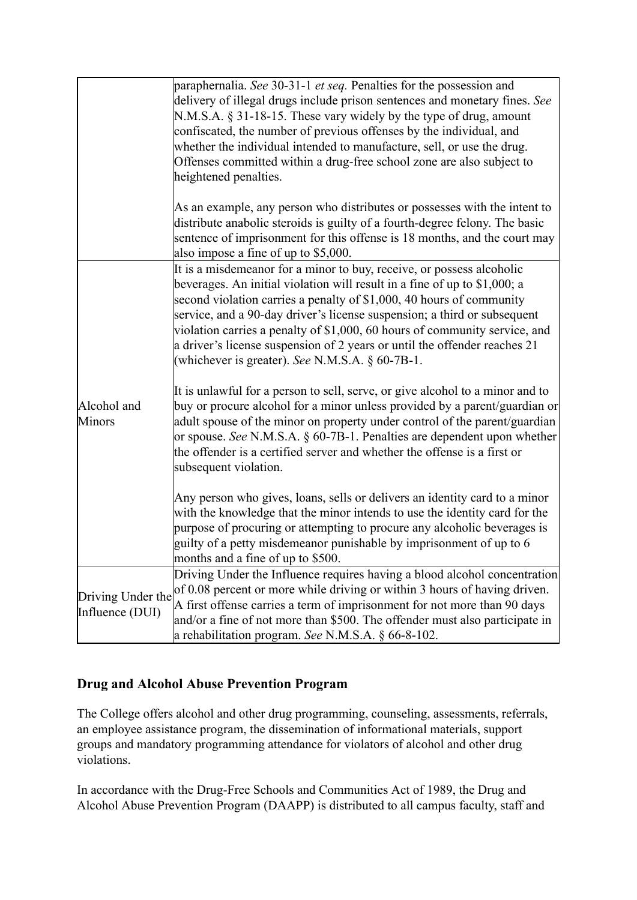| | |
|---|---|
| | paraphernalia. *See* 30-31-1 *et seq.* Penalties for the possession and delivery of illegal drugs include prison sentences and monetary fines. *See* N.M.S.A. § 31-18-15. These vary widely by the type of drug, amount confiscated, the number of previous offenses by the individual, and whether the individual intended to manufacture, sell, or use the drug. Offenses committed within a drug-free school zone are also subject to heightened penalties.<br><br>As an example, any person who distributes or possesses with the intent to distribute anabolic steroids is guilty of a fourth-degree felony. The basic sentence of imprisonment for this offense is 18 months, and the court may also impose a fine of up to $5,000. |
| Alcohol and Minors | It is a misdemeanor for a minor to buy, receive, or possess alcoholic beverages. An initial violation will result in a fine of up to $1,000; a second violation carries a penalty of $1,000, 40 hours of community service, and a 90-day driver's license suspension; a third or subsequent violation carries a penalty of $1,000, 60 hours of community service, and a driver's license suspension of 2 years or until the offender reaches 21 (whichever is greater). *See* N.M.S.A. § 60-7B-1.<br><br>It is unlawful for a person to sell, serve, or give alcohol to a minor and to buy or procure alcohol for a minor unless provided by a parent/guardian or adult spouse of the minor on property under control of the parent/guardian or spouse. *See* N.M.S.A. § 60-7B-1. Penalties are dependent upon whether the offender is a certified server and whether the offense is a first or subsequent violation.<br><br>Any person who gives, loans, sells or delivers an identity card to a minor with the knowledge that the minor intends to use the identity card for the purpose of procuring or attempting to procure any alcoholic beverages is guilty of a petty misdemeanor punishable by imprisonment of up to 6 months and a fine of up to $500. |
| Driving Under the Influence (DUI) | Driving Under the Influence requires having a blood alcohol concentration of 0.08 percent or more while driving or within 3 hours of having driven. A first offense carries a term of imprisonment for not more than 90 days and/or a fine of not more than $500. The offender must also participate in a rehabilitation program. *See* N.M.S.A. § 66-8-102. |

## Drug and Alcohol Abuse Prevention Program

The College offers alcohol and other drug programming, counseling, assessments, referrals, an employee assistance program, the dissemination of informational materials, support groups and mandatory programming attendance for violators of alcohol and other drug violations.

In accordance with the Drug-Free Schools and Communities Act of 1989, the Drug and Alcohol Abuse Prevention Program (DAAPP) is distributed to all campus faculty, staff and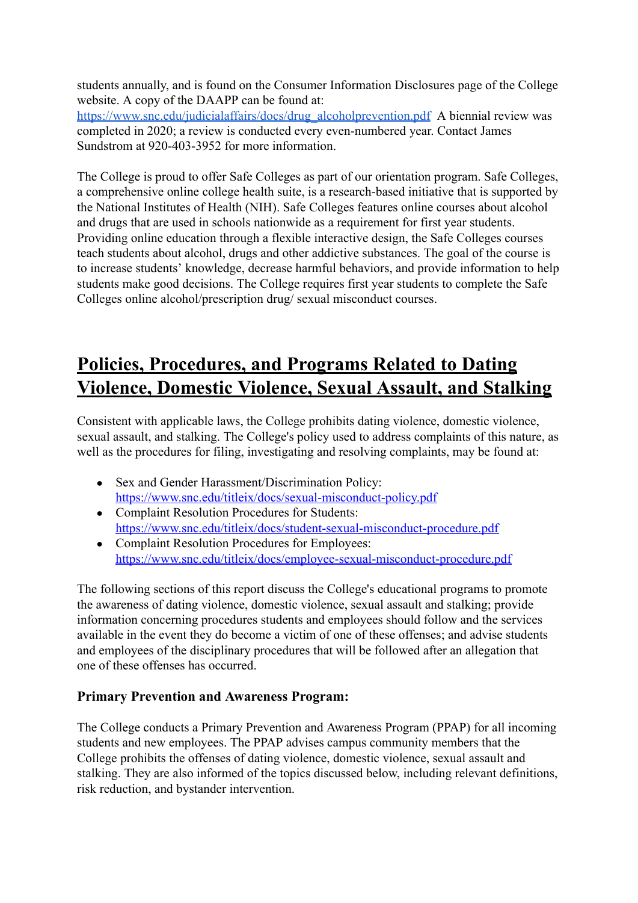students annually, and is found on the Consumer Information Disclosures page of the College website. A copy of the DAAPP can be found at: https://www.snc.edu/judicialaffairs/docs/drug_alcoholprevention.pdf A biennial review was completed in 2020; a review is conducted every even-numbered year. Contact James Sundstrom at 920-403-3952 for more information.

The College is proud to offer Safe Colleges as part of our orientation program. Safe Colleges, a comprehensive online college health suite, is a research-based initiative that is supported by the National Institutes of Health (NIH). Safe Colleges features online courses about alcohol and drugs that are used in schools nationwide as a requirement for first year students. Providing online education through a flexible interactive design, the Safe Colleges courses teach students about alcohol, drugs and other addictive substances. The goal of the course is to increase students' knowledge, decrease harmful behaviors, and provide information to help students make good decisions. The College requires first year students to complete the Safe Colleges online alcohol/prescription drug/ sexual misconduct courses.

# Policies, Procedures, and Programs Related to Dating Violence, Domestic Violence, Sexual Assault, and Stalking

Consistent with applicable laws, the College prohibits dating violence, domestic violence, sexual assault, and stalking. The College's policy used to address complaints of this nature, as well as the procedures for filing, investigating and resolving complaints, may be found at:

- Sex and Gender Harassment/Discrimination Policy: https://www.snc.edu/titleix/docs/sexual-misconduct-policy.pdf
- Complaint Resolution Procedures for Students: https://www.snc.edu/titleix/docs/student-sexual-misconduct-procedure.pdf
- Complaint Resolution Procedures for Employees: https://www.snc.edu/titleix/docs/employee-sexual-misconduct-procedure.pdf

The following sections of this report discuss the College's educational programs to promote the awareness of dating violence, domestic violence, sexual assault and stalking; provide information concerning procedures students and employees should follow and the services available in the event they do become a victim of one of these offenses; and advise students and employees of the disciplinary procedures that will be followed after an allegation that one of these offenses has occurred.

### Primary Prevention and Awareness Program:

The College conducts a Primary Prevention and Awareness Program (PPAP) for all incoming students and new employees. The PPAP advises campus community members that the College prohibits the offenses of dating violence, domestic violence, sexual assault and stalking. They are also informed of the topics discussed below, including relevant definitions, risk reduction, and bystander intervention.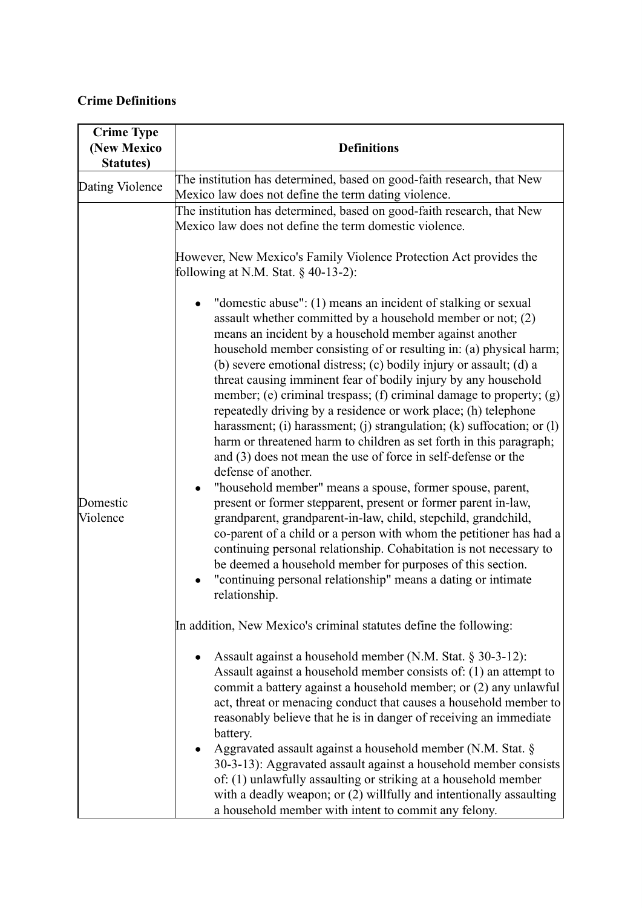**Crime Definitions**

| Crime Type (New Mexico Statutes) | Definitions |
|---|---|
| Dating Violence | The institution has determined, based on good-faith research, that New Mexico law does not define the term dating violence. |
| Domestic Violence | The institution has determined, based on good-faith research, that New Mexico law does not define the term domestic violence.<br><br>However, New Mexico's Family Violence Protection Act provides the following at N.M. Stat. § 40-13-2):<br><br>• "domestic abuse": (1) means an incident of stalking or sexual assault whether committed by a household member or not; (2) means an incident by a household member against another household member consisting of or resulting in: (a) physical harm; (b) severe emotional distress; (c) bodily injury or assault; (d) a threat causing imminent fear of bodily injury by any household member; (e) criminal trespass; (f) criminal damage to property; (g) repeatedly driving by a residence or work place; (h) telephone harassment; (i) harassment; (j) strangulation; (k) suffocation; or (l) harm or threatened harm to children as set forth in this paragraph; and (3) does not mean the use of force in self-defense or the defense of another.<br>• "household member" means a spouse, former spouse, parent, present or former stepparent, present or former parent in-law, grandparent, grandparent-in-law, child, stepchild, grandchild, co-parent of a child or a person with whom the petitioner has had a continuing personal relationship. Cohabitation is not necessary to be deemed a household member for purposes of this section.<br>• "continuing personal relationship" means a dating or intimate relationship.<br><br>In addition, New Mexico's criminal statutes define the following:<br><br>• Assault against a household member (N.M. Stat. § 30-3-12): Assault against a household member consists of: (1) an attempt to commit a battery against a household member; or (2) any unlawful act, threat or menacing conduct that causes a household member to reasonably believe that he is in danger of receiving an immediate battery.<br>• Aggravated assault against a household member (N.M. Stat. § 30-3-13): Aggravated assault against a household member consists of: (1) unlawfully assaulting or striking at a household member with a deadly weapon; or (2) willfully and intentionally assaulting a household member with intent to commit any felony. |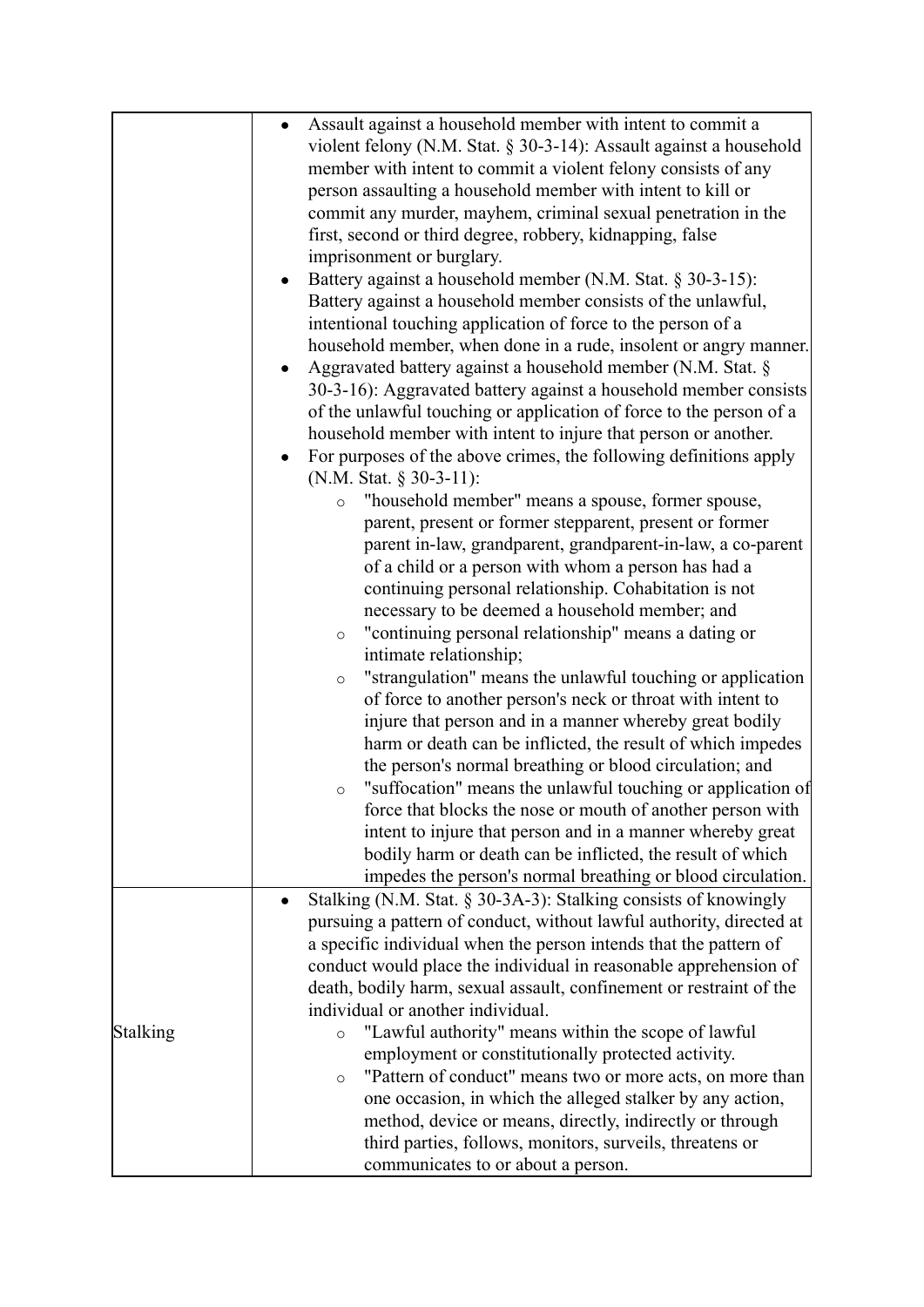| | |
|---|---|
| | <ul><li>Assault against a household member with intent to commit a violent felony (N.M. Stat. § 30-3-14): Assault against a household member with intent to commit a violent felony consists of any person assaulting a household member with intent to kill or commit any murder, mayhem, criminal sexual penetration in the first, second or third degree, robbery, kidnapping, false imprisonment or burglary.</li><li>Battery against a household member (N.M. Stat. § 30-3-15): Battery against a household member consists of the unlawful, intentional touching application of force to the person of a household member, when done in a rude, insolent or angry manner.</li><li>Aggravated battery against a household member (N.M. Stat. § 30-3-16): Aggravated battery against a household member consists of the unlawful touching or application of force to the person of a household member with intent to injure that person or another.</li><li>For purposes of the above crimes, the following definitions apply (N.M. Stat. § 30-3-11):<ul><li>"household member" means a spouse, former spouse, parent, present or former stepparent, present or former parent in-law, grandparent, grandparent-in-law, a co-parent of a child or a person with whom a person has had a continuing personal relationship. Cohabitation is not necessary to be deemed a household member; and</li><li>"continuing personal relationship" means a dating or intimate relationship;</li><li>"strangulation" means the unlawful touching or application of force to another person's neck or throat with intent to injure that person and in a manner whereby great bodily harm or death can be inflicted, the result of which impedes the person's normal breathing or blood circulation; and</li><li>"suffocation" means the unlawful touching or application of force that blocks the nose or mouth of another person with intent to injure that person and in a manner whereby great bodily harm or death can be inflicted, the result of which impedes the person's normal breathing or blood circulation.</li></ul></li></ul> |
| Stalking | <ul><li>Stalking (N.M. Stat. § 30-3A-3): Stalking consists of knowingly pursuing a pattern of conduct, without lawful authority, directed at a specific individual when the person intends that the pattern of conduct would place the individual in reasonable apprehension of death, bodily harm, sexual assault, confinement or restraint of the individual or another individual.<ul><li>"Lawful authority" means within the scope of lawful employment or constitutionally protected activity.</li><li>"Pattern of conduct" means two or more acts, on more than one occasion, in which the alleged stalker by any action, method, device or means, directly, indirectly or through third parties, follows, monitors, surveils, threatens or communicates to or about a person.</li></ul></li></ul> |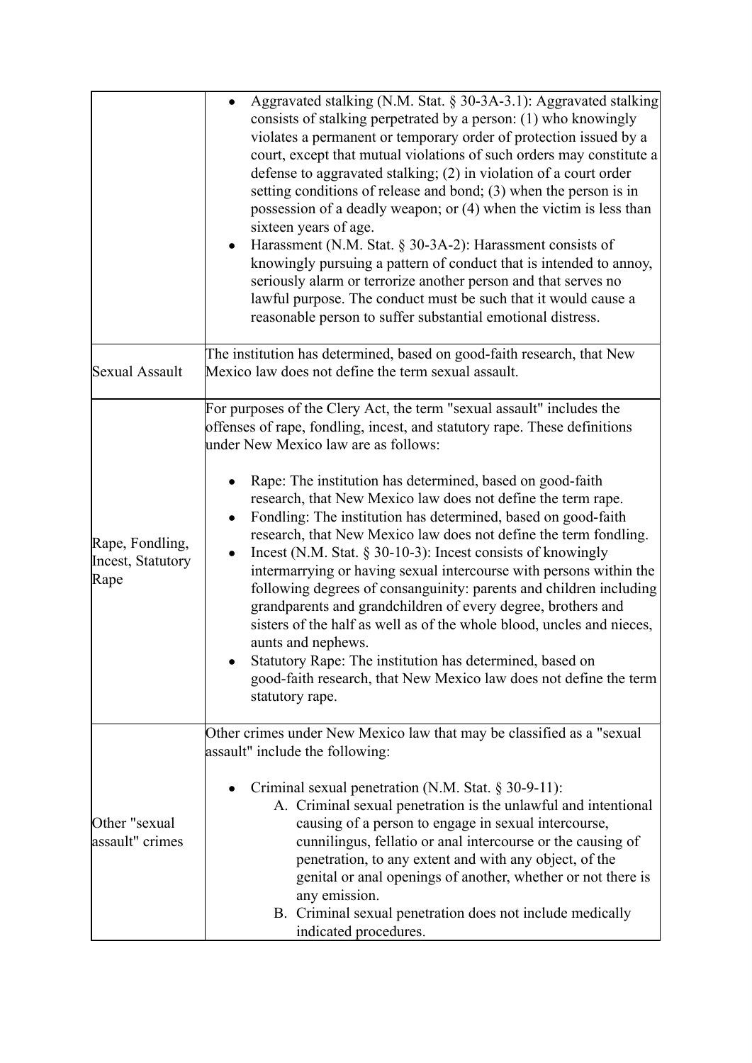| | |
|---|---|
| | • Aggravated stalking (N.M. Stat. § 30-3A-3.1): Aggravated stalking consists of stalking perpetrated by a person: (1) who knowingly violates a permanent or temporary order of protection issued by a court, except that mutual violations of such orders may constitute a defense to aggravated stalking; (2) in violation of a court order setting conditions of release and bond; (3) when the person is in possession of a deadly weapon; or (4) when the victim is less than sixteen years of age.<br>• Harassment (N.M. Stat. § 30-3A-2): Harassment consists of knowingly pursuing a pattern of conduct that is intended to annoy, seriously alarm or terrorize another person and that serves no lawful purpose. The conduct must be such that it would cause a reasonable person to suffer substantial emotional distress. |
| Sexual Assault | The institution has determined, based on good-faith research, that New Mexico law does not define the term sexual assault. |
| Rape, Fondling, Incest, Statutory Rape | For purposes of the Clery Act, the term "sexual assault" includes the offenses of rape, fondling, incest, and statutory rape. These definitions under New Mexico law are as follows:<br><br>• Rape: The institution has determined, based on good-faith research, that New Mexico law does not define the term rape.<br>• Fondling: The institution has determined, based on good-faith research, that New Mexico law does not define the term fondling.<br>• Incest (N.M. Stat. § 30-10-3): Incest consists of knowingly intermarrying or having sexual intercourse with persons within the following degrees of consanguinity: parents and children including grandparents and grandchildren of every degree, brothers and sisters of the half as well as of the whole blood, uncles and nieces, aunts and nephews.<br>• Statutory Rape: The institution has determined, based on good-faith research, that New Mexico law does not define the term statutory rape. |
| Other "sexual assault" crimes | Other crimes under New Mexico law that may be classified as a "sexual assault" include the following:<br><br>• Criminal sexual penetration (N.M. Stat. § 30-9-11):<br>A. Criminal sexual penetration is the unlawful and intentional causing of a person to engage in sexual intercourse, cunnilingus, fellatio or anal intercourse or the causing of penetration, to any extent and with any object, of the genital or anal openings of another, whether or not there is any emission.<br>B. Criminal sexual penetration does not include medically indicated procedures. |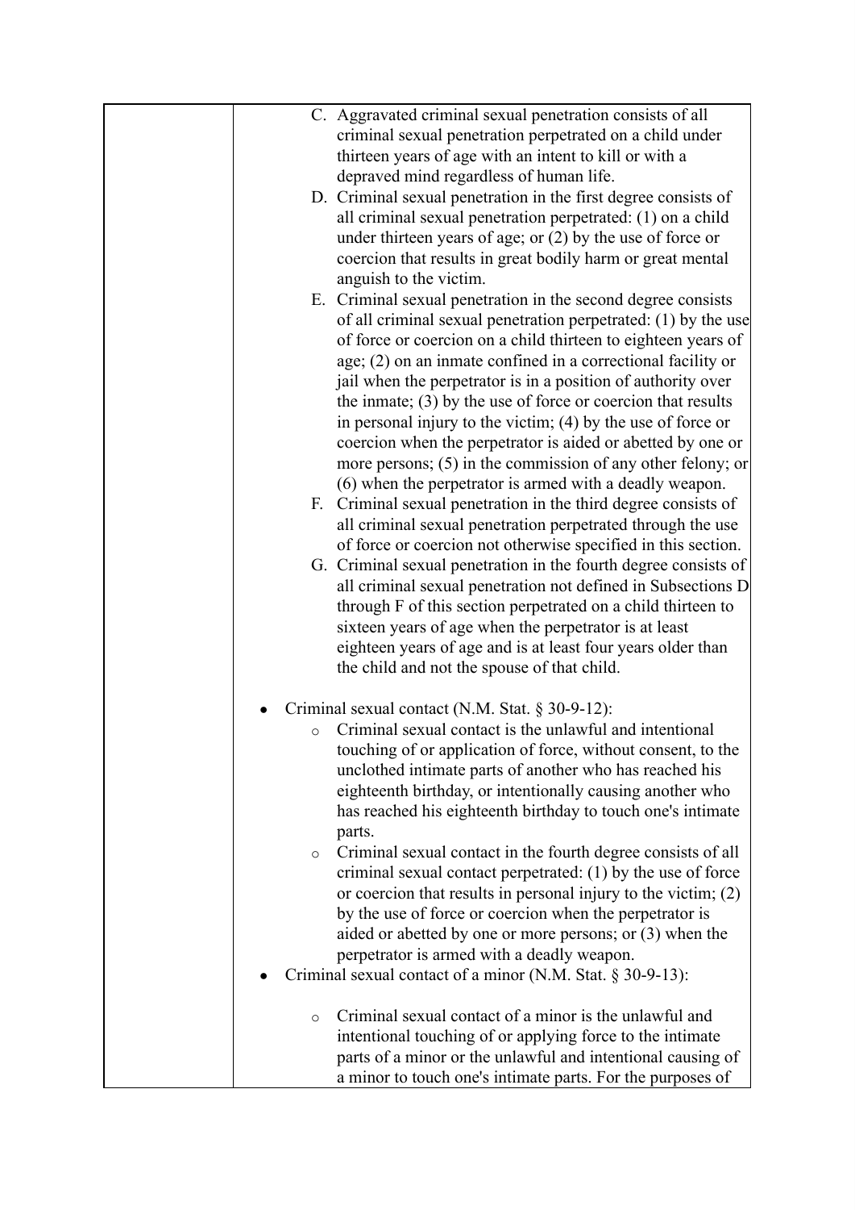| | |
|---|---|
| | C. Aggravated criminal sexual penetration consists of all criminal sexual penetration perpetrated on a child under thirteen years of age with an intent to kill or with a depraved mind regardless of human life.<br>D. Criminal sexual penetration in the first degree consists of all criminal sexual penetration perpetrated: (1) on a child under thirteen years of age; or (2) by the use of force or coercion that results in great bodily harm or great mental anguish to the victim.<br>E. Criminal sexual penetration in the second degree consists of all criminal sexual penetration perpetrated: (1) by the use of force or coercion on a child thirteen to eighteen years of age; (2) on an inmate confined in a correctional facility or jail when the perpetrator is in a position of authority over the inmate; (3) by the use of force or coercion that results in personal injury to the victim; (4) by the use of force or coercion when the perpetrator is aided or abetted by one or more persons; (5) in the commission of any other felony; or (6) when the perpetrator is armed with a deadly weapon.<br>F. Criminal sexual penetration in the third degree consists of all criminal sexual penetration perpetrated through the use of force or coercion not otherwise specified in this section.<br>G. Criminal sexual penetration in the fourth degree consists of all criminal sexual penetration not defined in Subsections D through F of this section perpetrated on a child thirteen to sixteen years of age when the perpetrator is at least eighteen years of age and is at least four years older than the child and not the spouse of that child.<br><br>• Criminal sexual contact (N.M. Stat. § 30-9-12):<br>&nbsp;&nbsp;&nbsp;&nbsp;○ Criminal sexual contact is the unlawful and intentional touching of or application of force, without consent, to the unclothed intimate parts of another who has reached his eighteenth birthday, or intentionally causing another who has reached his eighteenth birthday to touch one's intimate parts.<br>&nbsp;&nbsp;&nbsp;&nbsp;○ Criminal sexual contact in the fourth degree consists of all criminal sexual contact perpetrated: (1) by the use of force or coercion that results in personal injury to the victim; (2) by the use of force or coercion when the perpetrator is aided or abetted by one or more persons; or (3) when the perpetrator is armed with a deadly weapon.<br>• Criminal sexual contact of a minor (N.M. Stat. § 30-9-13):<br>&nbsp;&nbsp;&nbsp;&nbsp;○ Criminal sexual contact of a minor is the unlawful and intentional touching of or applying force to the intimate parts of a minor or the unlawful and intentional causing of a minor to touch one's intimate parts. For the purposes of |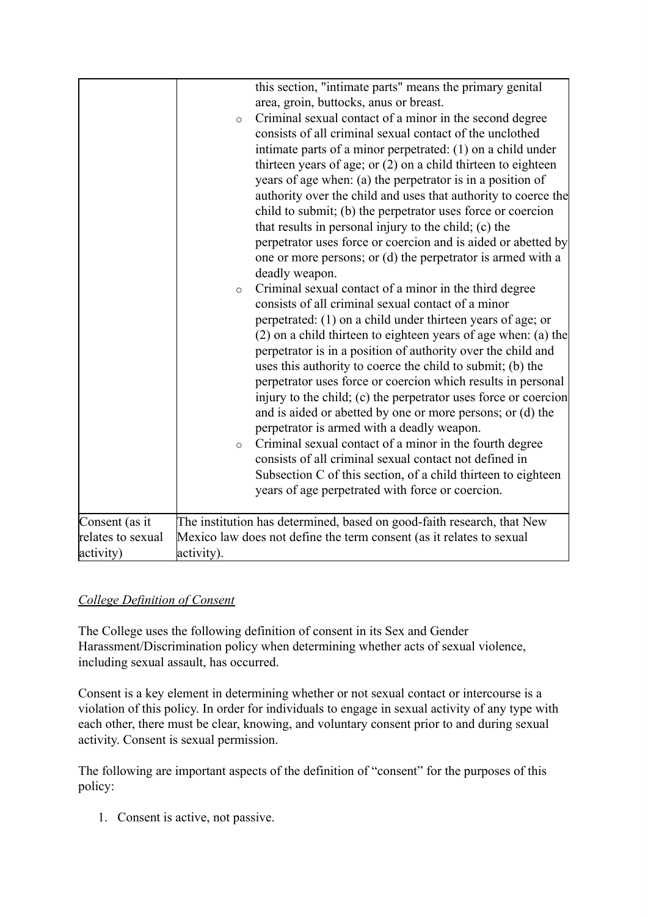| | |
|---|---|
| | this section, "intimate parts" means the primary genital area, groin, buttocks, anus or breast.<br>◦ Criminal sexual contact of a minor in the second degree consists of all criminal sexual contact of the unclothed intimate parts of a minor perpetrated: (1) on a child under thirteen years of age; or (2) on a child thirteen to eighteen years of age when: (a) the perpetrator is in a position of authority over the child and uses that authority to coerce the child to submit; (b) the perpetrator uses force or coercion that results in personal injury to the child; (c) the perpetrator uses force or coercion and is aided or abetted by one or more persons; or (d) the perpetrator is armed with a deadly weapon.<br>◦ Criminal sexual contact of a minor in the third degree consists of all criminal sexual contact of a minor perpetrated: (1) on a child under thirteen years of age; or (2) on a child thirteen to eighteen years of age when: (a) the perpetrator is in a position of authority over the child and uses this authority to coerce the child to submit; (b) the perpetrator uses force or coercion which results in personal injury to the child; (c) the perpetrator uses force or coercion and is aided or abetted by one or more persons; or (d) the perpetrator is armed with a deadly weapon.<br>◦ Criminal sexual contact of a minor in the fourth degree consists of all criminal sexual contact not defined in Subsection C of this section, of a child thirteen to eighteen years of age perpetrated with force or coercion. |
| Consent (as it relates to sexual activity) | The institution has determined, based on good-faith research, that New Mexico law does not define the term consent (as it relates to sexual activity). |

*College Definition of Consent*

The College uses the following definition of consent in its Sex and Gender Harassment/Discrimination policy when determining whether acts of sexual violence, including sexual assault, has occurred.

Consent is a key element in determining whether or not sexual contact or intercourse is a violation of this policy. In order for individuals to engage in sexual activity of any type with each other, there must be clear, knowing, and voluntary consent prior to and during sexual activity. Consent is sexual permission.

The following are important aspects of the definition of "consent" for the purposes of this policy:

1. Consent is active, not passive.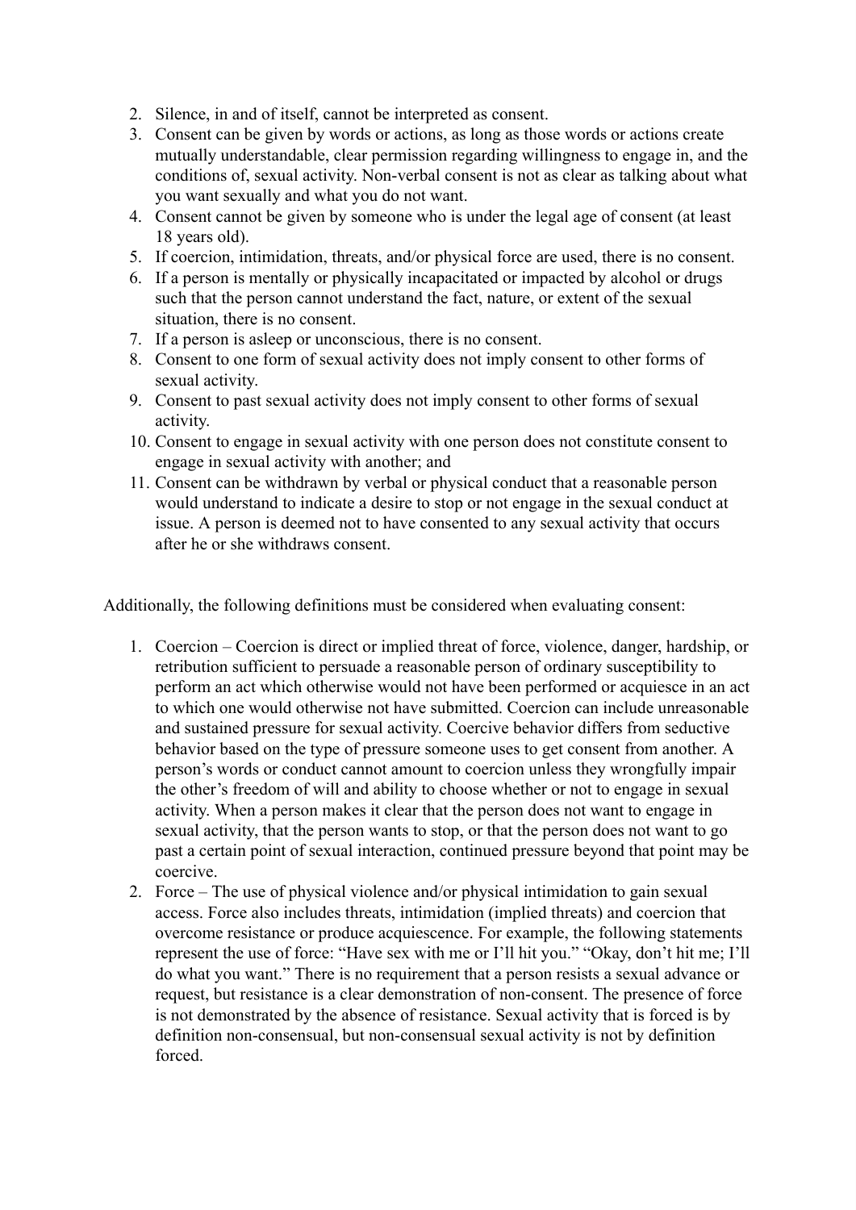2. Silence, in and of itself, cannot be interpreted as consent.
3. Consent can be given by words or actions, as long as those words or actions create mutually understandable, clear permission regarding willingness to engage in, and the conditions of, sexual activity. Non-verbal consent is not as clear as talking about what you want sexually and what you do not want.
4. Consent cannot be given by someone who is under the legal age of consent (at least 18 years old).
5. If coercion, intimidation, threats, and/or physical force are used, there is no consent.
6. If a person is mentally or physically incapacitated or impacted by alcohol or drugs such that the person cannot understand the fact, nature, or extent of the sexual situation, there is no consent.
7. If a person is asleep or unconscious, there is no consent.
8. Consent to one form of sexual activity does not imply consent to other forms of sexual activity.
9. Consent to past sexual activity does not imply consent to other forms of sexual activity.
10. Consent to engage in sexual activity with one person does not constitute consent to engage in sexual activity with another; and
11. Consent can be withdrawn by verbal or physical conduct that a reasonable person would understand to indicate a desire to stop or not engage in the sexual conduct at issue. A person is deemed not to have consented to any sexual activity that occurs after he or she withdraws consent.

Additionally, the following definitions must be considered when evaluating consent:

1. Coercion – Coercion is direct or implied threat of force, violence, danger, hardship, or retribution sufficient to persuade a reasonable person of ordinary susceptibility to perform an act which otherwise would not have been performed or acquiesce in an act to which one would otherwise not have submitted. Coercion can include unreasonable and sustained pressure for sexual activity. Coercive behavior differs from seductive behavior based on the type of pressure someone uses to get consent from another. A person's words or conduct cannot amount to coercion unless they wrongfully impair the other's freedom of will and ability to choose whether or not to engage in sexual activity. When a person makes it clear that the person does not want to engage in sexual activity, that the person wants to stop, or that the person does not want to go past a certain point of sexual interaction, continued pressure beyond that point may be coercive.
2. Force – The use of physical violence and/or physical intimidation to gain sexual access. Force also includes threats, intimidation (implied threats) and coercion that overcome resistance or produce acquiescence. For example, the following statements represent the use of force: "Have sex with me or I'll hit you." "Okay, don't hit me; I'll do what you want." There is no requirement that a person resists a sexual advance or request, but resistance is a clear demonstration of non-consent. The presence of force is not demonstrated by the absence of resistance. Sexual activity that is forced is by definition non-consensual, but non-consensual sexual activity is not by definition forced.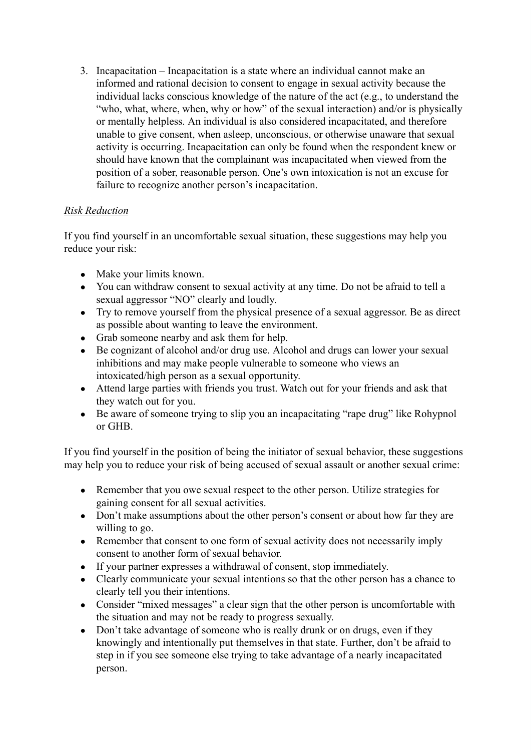3. Incapacitation – Incapacitation is a state where an individual cannot make an informed and rational decision to consent to engage in sexual activity because the individual lacks conscious knowledge of the nature of the act (e.g., to understand the "who, what, where, when, why or how" of the sexual interaction) and/or is physically or mentally helpless. An individual is also considered incapacitated, and therefore unable to give consent, when asleep, unconscious, or otherwise unaware that sexual activity is occurring. Incapacitation can only be found when the respondent knew or should have known that the complainant was incapacitated when viewed from the position of a sober, reasonable person. One's own intoxication is not an excuse for failure to recognize another person's incapacitation.

*Risk Reduction*

If you find yourself in an uncomfortable sexual situation, these suggestions may help you reduce your risk:

- Make your limits known.
- You can withdraw consent to sexual activity at any time. Do not be afraid to tell a sexual aggressor "NO" clearly and loudly.
- Try to remove yourself from the physical presence of a sexual aggressor. Be as direct as possible about wanting to leave the environment.
- Grab someone nearby and ask them for help.
- Be cognizant of alcohol and/or drug use. Alcohol and drugs can lower your sexual inhibitions and may make people vulnerable to someone who views an intoxicated/high person as a sexual opportunity.
- Attend large parties with friends you trust. Watch out for your friends and ask that they watch out for you.
- Be aware of someone trying to slip you an incapacitating "rape drug" like Rohypnol or GHB.

If you find yourself in the position of being the initiator of sexual behavior, these suggestions may help you to reduce your risk of being accused of sexual assault or another sexual crime:

- Remember that you owe sexual respect to the other person. Utilize strategies for gaining consent for all sexual activities.
- Don't make assumptions about the other person's consent or about how far they are willing to go.
- Remember that consent to one form of sexual activity does not necessarily imply consent to another form of sexual behavior.
- If your partner expresses a withdrawal of consent, stop immediately.
- Clearly communicate your sexual intentions so that the other person has a chance to clearly tell you their intentions.
- Consider "mixed messages" a clear sign that the other person is uncomfortable with the situation and may not be ready to progress sexually.
- Don't take advantage of someone who is really drunk or on drugs, even if they knowingly and intentionally put themselves in that state. Further, don't be afraid to step in if you see someone else trying to take advantage of a nearly incapacitated person.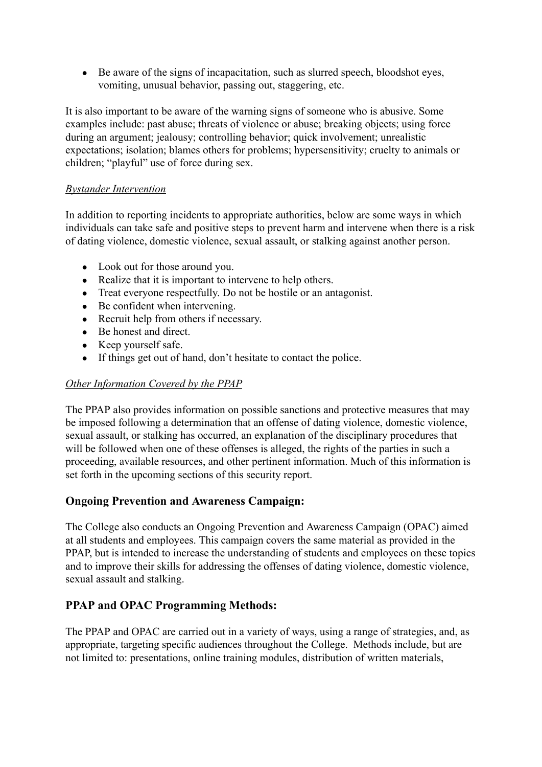- Be aware of the signs of incapacitation, such as slurred speech, bloodshot eyes, vomiting, unusual behavior, passing out, staggering, etc.

It is also important to be aware of the warning signs of someone who is abusive. Some examples include: past abuse; threats of violence or abuse; breaking objects; using force during an argument; jealousy; controlling behavior; quick involvement; unrealistic expectations; isolation; blames others for problems; hypersensitivity; cruelty to animals or children; "playful" use of force during sex.

*Bystander Intervention*

In addition to reporting incidents to appropriate authorities, below are some ways in which individuals can take safe and positive steps to prevent harm and intervene when there is a risk of dating violence, domestic violence, sexual assault, or stalking against another person.

- Look out for those around you.
- Realize that it is important to intervene to help others.
- Treat everyone respectfully. Do not be hostile or an antagonist.
- Be confident when intervening.
- Recruit help from others if necessary.
- Be honest and direct.
- Keep yourself safe.
- If things get out of hand, don't hesitate to contact the police.

*Other Information Covered by the PPAP*

The PPAP also provides information on possible sanctions and protective measures that may be imposed following a determination that an offense of dating violence, domestic violence, sexual assault, or stalking has occurred, an explanation of the disciplinary procedures that will be followed when one of these offenses is alleged, the rights of the parties in such a proceeding, available resources, and other pertinent information. Much of this information is set forth in the upcoming sections of this security report.

## Ongoing Prevention and Awareness Campaign:

The College also conducts an Ongoing Prevention and Awareness Campaign (OPAC) aimed at all students and employees. This campaign covers the same material as provided in the PPAP, but is intended to increase the understanding of students and employees on these topics and to improve their skills for addressing the offenses of dating violence, domestic violence, sexual assault and stalking.

## PPAP and OPAC Programming Methods:

The PPAP and OPAC are carried out in a variety of ways, using a range of strategies, and, as appropriate, targeting specific audiences throughout the College. Methods include, but are not limited to: presentations, online training modules, distribution of written materials,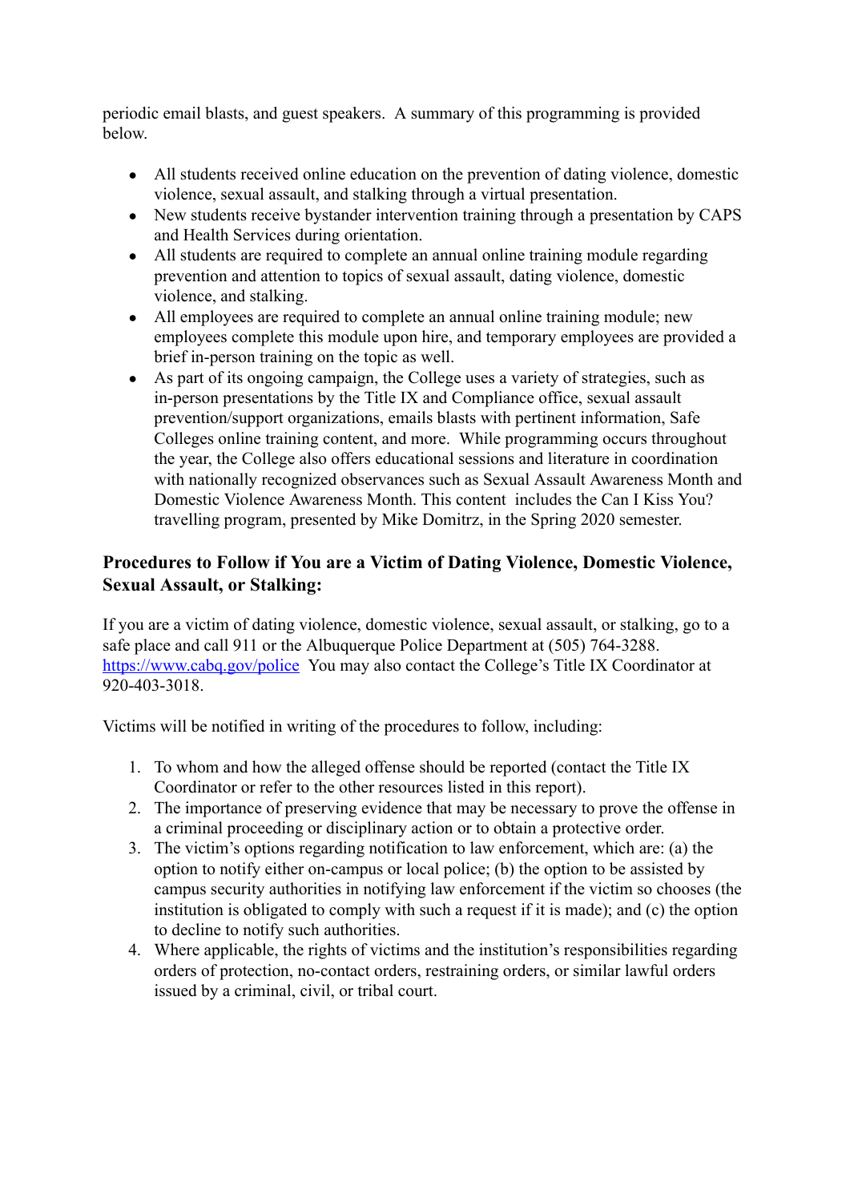periodic email blasts, and guest speakers. A summary of this programming is provided below.

- All students received online education on the prevention of dating violence, domestic violence, sexual assault, and stalking through a virtual presentation.
- New students receive bystander intervention training through a presentation by CAPS and Health Services during orientation.
- All students are required to complete an annual online training module regarding prevention and attention to topics of sexual assault, dating violence, domestic violence, and stalking.
- All employees are required to complete an annual online training module; new employees complete this module upon hire, and temporary employees are provided a brief in-person training on the topic as well.
- As part of its ongoing campaign, the College uses a variety of strategies, such as in-person presentations by the Title IX and Compliance office, sexual assault prevention/support organizations, emails blasts with pertinent information, Safe Colleges online training content, and more. While programming occurs throughout the year, the College also offers educational sessions and literature in coordination with nationally recognized observances such as Sexual Assault Awareness Month and Domestic Violence Awareness Month. This content includes the Can I Kiss You? travelling program, presented by Mike Domitrz, in the Spring 2020 semester.

### Procedures to Follow if You are a Victim of Dating Violence, Domestic Violence, Sexual Assault, or Stalking:

If you are a victim of dating violence, domestic violence, sexual assault, or stalking, go to a safe place and call 911 or the Albuquerque Police Department at (505) 764-3288. [https://www.cabq.gov/police](https://www.cabq.gov/police) You may also contact the College's Title IX Coordinator at 920-403-3018.

Victims will be notified in writing of the procedures to follow, including:

1. To whom and how the alleged offense should be reported (contact the Title IX Coordinator or refer to the other resources listed in this report).
2. The importance of preserving evidence that may be necessary to prove the offense in a criminal proceeding or disciplinary action or to obtain a protective order.
3. The victim's options regarding notification to law enforcement, which are: (a) the option to notify either on-campus or local police; (b) the option to be assisted by campus security authorities in notifying law enforcement if the victim so chooses (the institution is obligated to comply with such a request if it is made); and (c) the option to decline to notify such authorities.
4. Where applicable, the rights of victims and the institution's responsibilities regarding orders of protection, no-contact orders, restraining orders, or similar lawful orders issued by a criminal, civil, or tribal court.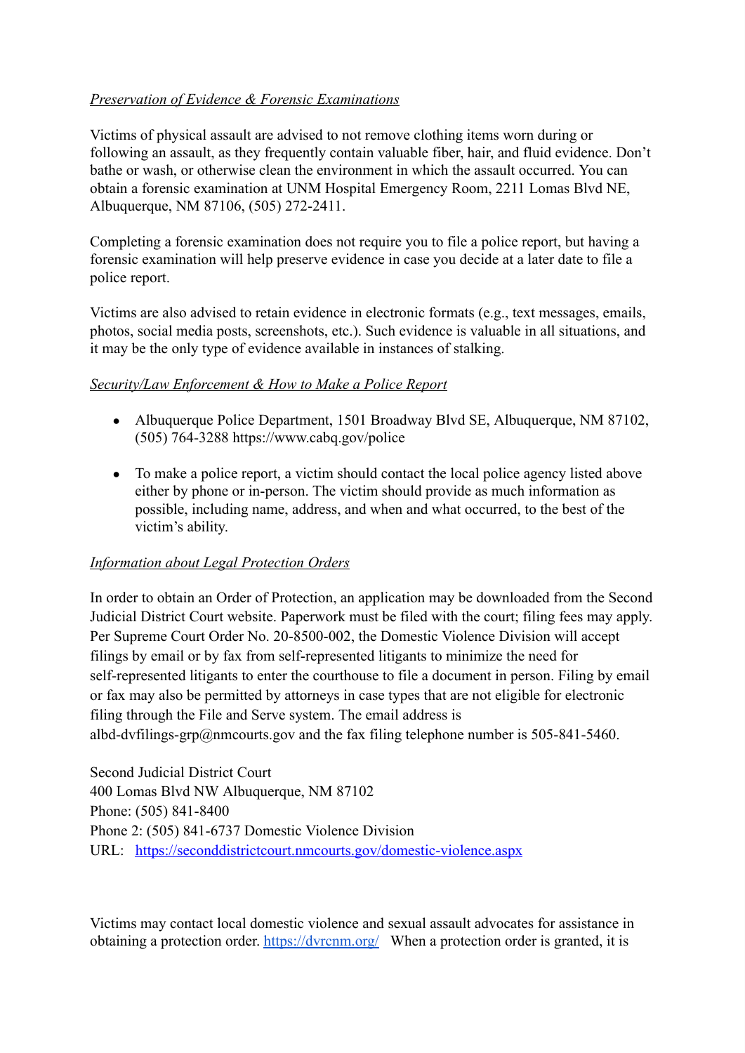*Preservation of Evidence & Forensic Examinations*

Victims of physical assault are advised to not remove clothing items worn during or following an assault, as they frequently contain valuable fiber, hair, and fluid evidence. Don't bathe or wash, or otherwise clean the environment in which the assault occurred. You can obtain a forensic examination at UNM Hospital Emergency Room, 2211 Lomas Blvd NE, Albuquerque, NM 87106, (505) 272-2411.

Completing a forensic examination does not require you to file a police report, but having a forensic examination will help preserve evidence in case you decide at a later date to file a police report.

Victims are also advised to retain evidence in electronic formats (e.g., text messages, emails, photos, social media posts, screenshots, etc.). Such evidence is valuable in all situations, and it may be the only type of evidence available in instances of stalking.

*Security/Law Enforcement & How to Make a Police Report*

- Albuquerque Police Department, 1501 Broadway Blvd SE, Albuquerque, NM 87102, (505) 764-3288 https://www.cabq.gov/police

- To make a police report, a victim should contact the local police agency listed above either by phone or in-person. The victim should provide as much information as possible, including name, address, and when and what occurred, to the best of the victim's ability.

*Information about Legal Protection Orders*

In order to obtain an Order of Protection, an application may be downloaded from the Second Judicial District Court website. Paperwork must be filed with the court; filing fees may apply. Per Supreme Court Order No. 20-8500-002, the Domestic Violence Division will accept filings by email or by fax from self-represented litigants to minimize the need for self-represented litigants to enter the courthouse to file a document in person. Filing by email or fax may also be permitted by attorneys in case types that are not eligible for electronic filing through the File and Serve system. The email address is albd-dvfilings-grp@nmcourts.gov and the fax filing telephone number is 505-841-5460.

Second Judicial District Court
400 Lomas Blvd NW Albuquerque, NM 87102
Phone: (505) 841-8400
Phone 2: (505) 841-6737 Domestic Violence Division
URL: https://seconddistrictcourt.nmcourts.gov/domestic-violence.aspx

Victims may contact local domestic violence and sexual assault advocates for assistance in obtaining a protection order. https://dvrcnm.org/ When a protection order is granted, it is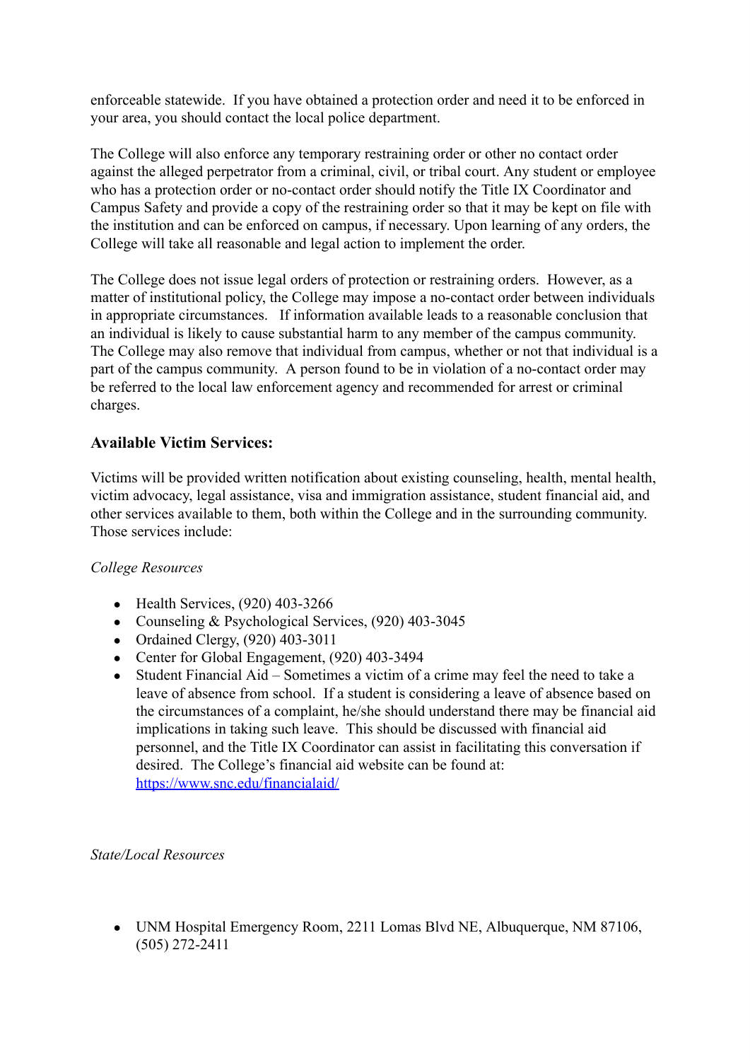enforceable statewide. If you have obtained a protection order and need it to be enforced in your area, you should contact the local police department.

The College will also enforce any temporary restraining order or other no contact order against the alleged perpetrator from a criminal, civil, or tribal court. Any student or employee who has a protection order or no-contact order should notify the Title IX Coordinator and Campus Safety and provide a copy of the restraining order so that it may be kept on file with the institution and can be enforced on campus, if necessary. Upon learning of any orders, the College will take all reasonable and legal action to implement the order.

The College does not issue legal orders of protection or restraining orders. However, as a matter of institutional policy, the College may impose a no-contact order between individuals in appropriate circumstances. If information available leads to a reasonable conclusion that an individual is likely to cause substantial harm to any member of the campus community. The College may also remove that individual from campus, whether or not that individual is a part of the campus community. A person found to be in violation of a no-contact order may be referred to the local law enforcement agency and recommended for arrest or criminal charges.

### Available Victim Services:

Victims will be provided written notification about existing counseling, health, mental health, victim advocacy, legal assistance, visa and immigration assistance, student financial aid, and other services available to them, both within the College and in the surrounding community. Those services include:

*College Resources*

- Health Services, (920) 403-3266
- Counseling & Psychological Services, (920) 403-3045
- Ordained Clergy, (920) 403-3011
- Center for Global Engagement, (920) 403-3494
- Student Financial Aid – Sometimes a victim of a crime may feel the need to take a leave of absence from school. If a student is considering a leave of absence based on the circumstances of a complaint, he/she should understand there may be financial aid implications in taking such leave. This should be discussed with financial aid personnel, and the Title IX Coordinator can assist in facilitating this conversation if desired. The College's financial aid website can be found at: https://www.snc.edu/financialaid/

*State/Local Resources*

- UNM Hospital Emergency Room, 2211 Lomas Blvd NE, Albuquerque, NM 87106, (505) 272-2411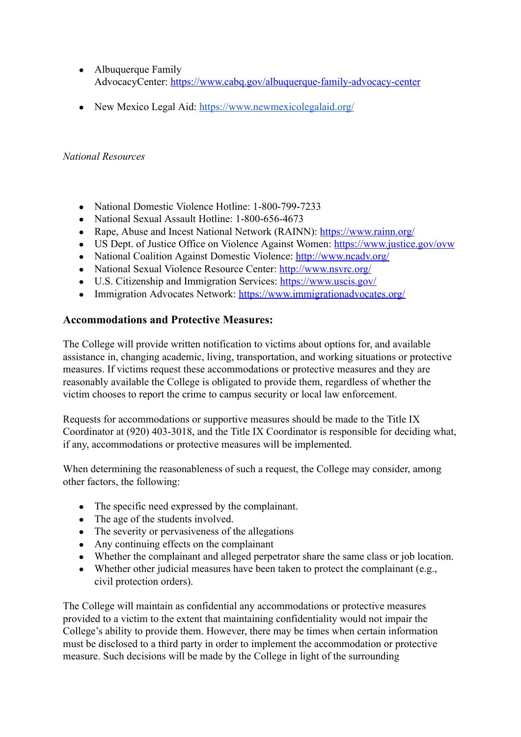- Albuquerque Family AdvocacyCenter: https://www.cabq.gov/albuquerque-family-advocacy-center

- New Mexico Legal Aid: https://www.newmexicolegalaid.org/

*National Resources*

- National Domestic Violence Hotline: 1-800-799-7233
- National Sexual Assault Hotline: 1-800-656-4673
- Rape, Abuse and Incest National Network (RAINN): https://www.rainn.org/
- US Dept. of Justice Office on Violence Against Women: https://www.justice.gov/ovw
- National Coalition Against Domestic Violence: http://www.ncadv.org/
- National Sexual Violence Resource Center: http://www.nsvrc.org/
- U.S. Citizenship and Immigration Services: https://www.uscis.gov/
- Immigration Advocates Network: https://www.immigrationadvocates.org/

### Accommodations and Protective Measures:

The College will provide written notification to victims about options for, and available assistance in, changing academic, living, transportation, and working situations or protective measures. If victims request these accommodations or protective measures and they are reasonably available the College is obligated to provide them, regardless of whether the victim chooses to report the crime to campus security or local law enforcement.

Requests for accommodations or supportive measures should be made to the Title IX Coordinator at (920) 403-3018, and the Title IX Coordinator is responsible for deciding what, if any, accommodations or protective measures will be implemented.

When determining the reasonableness of such a request, the College may consider, among other factors, the following:

- The specific need expressed by the complainant.
- The age of the students involved.
- The severity or pervasiveness of the allegations
- Any continuing effects on the complainant
- Whether the complainant and alleged perpetrator share the same class or job location.
- Whether other judicial measures have been taken to protect the complainant (e.g., civil protection orders).

The College will maintain as confidential any accommodations or protective measures provided to a victim to the extent that maintaining confidentiality would not impair the College's ability to provide them. However, there may be times when certain information must be disclosed to a third party in order to implement the accommodation or protective measure. Such decisions will be made by the College in light of the surrounding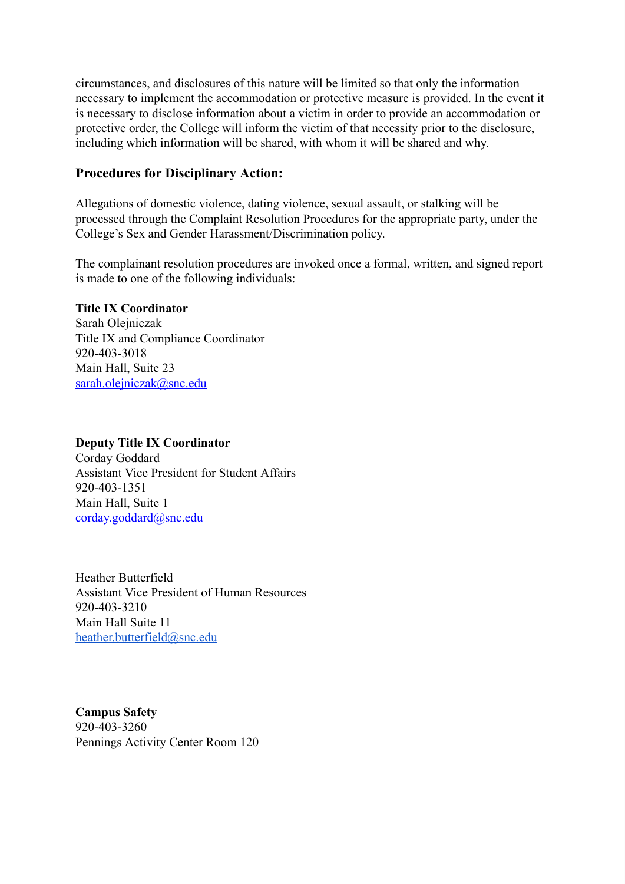circumstances, and disclosures of this nature will be limited so that only the information necessary to implement the accommodation or protective measure is provided. In the event it is necessary to disclose information about a victim in order to provide an accommodation or protective order, the College will inform the victim of that necessity prior to the disclosure, including which information will be shared, with whom it will be shared and why.

### Procedures for Disciplinary Action:

Allegations of domestic violence, dating violence, sexual assault, or stalking will be processed through the Complaint Resolution Procedures for the appropriate party, under the College's Sex and Gender Harassment/Discrimination policy.

The complainant resolution procedures are invoked once a formal, written, and signed report is made to one of the following individuals:

**Title IX Coordinator**
Sarah Olejniczak
Title IX and Compliance Coordinator
920-403-3018
Main Hall, Suite 23
sarah.olejniczak@snc.edu

**Deputy Title IX Coordinator**
Corday Goddard
Assistant Vice President for Student Affairs
920-403-1351
Main Hall, Suite 1
corday.goddard@snc.edu

Heather Butterfield
Assistant Vice President of Human Resources
920-403-3210
Main Hall Suite 11
heather.butterfield@snc.edu

**Campus Safety**
920-403-3260
Pennings Activity Center Room 120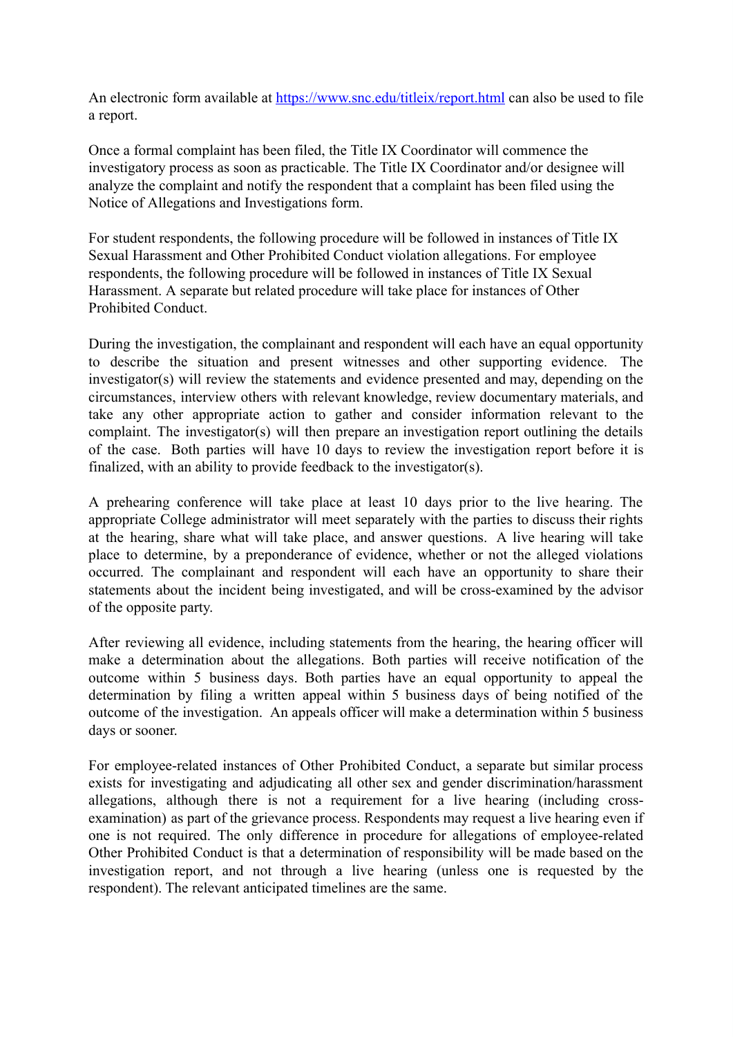An electronic form available at [https://www.snc.edu/titleix/report.html](https://www.snc.edu/titleix/report.html) can also be used to file a report.

Once a formal complaint has been filed, the Title IX Coordinator will commence the investigatory process as soon as practicable. The Title IX Coordinator and/or designee will analyze the complaint and notify the respondent that a complaint has been filed using the Notice of Allegations and Investigations form.

For student respondents, the following procedure will be followed in instances of Title IX Sexual Harassment and Other Prohibited Conduct violation allegations. For employee respondents, the following procedure will be followed in instances of Title IX Sexual Harassment. A separate but related procedure will take place for instances of Other Prohibited Conduct.

During the investigation, the complainant and respondent will each have an equal opportunity to describe the situation and present witnesses and other supporting evidence. The investigator(s) will review the statements and evidence presented and may, depending on the circumstances, interview others with relevant knowledge, review documentary materials, and take any other appropriate action to gather and consider information relevant to the complaint. The investigator(s) will then prepare an investigation report outlining the details of the case. Both parties will have 10 days to review the investigation report before it is finalized, with an ability to provide feedback to the investigator(s).

A prehearing conference will take place at least 10 days prior to the live hearing. The appropriate College administrator will meet separately with the parties to discuss their rights at the hearing, share what will take place, and answer questions. A live hearing will take place to determine, by a preponderance of evidence, whether or not the alleged violations occurred. The complainant and respondent will each have an opportunity to share their statements about the incident being investigated, and will be cross-examined by the advisor of the opposite party.

After reviewing all evidence, including statements from the hearing, the hearing officer will make a determination about the allegations. Both parties will receive notification of the outcome within 5 business days. Both parties have an equal opportunity to appeal the determination by filing a written appeal within 5 business days of being notified of the outcome of the investigation. An appeals officer will make a determination within 5 business days or sooner.

For employee-related instances of Other Prohibited Conduct, a separate but similar process exists for investigating and adjudicating all other sex and gender discrimination/harassment allegations, although there is not a requirement for a live hearing (including cross-examination) as part of the grievance process. Respondents may request a live hearing even if one is not required. The only difference in procedure for allegations of employee-related Other Prohibited Conduct is that a determination of responsibility will be made based on the investigation report, and not through a live hearing (unless one is requested by the respondent). The relevant anticipated timelines are the same.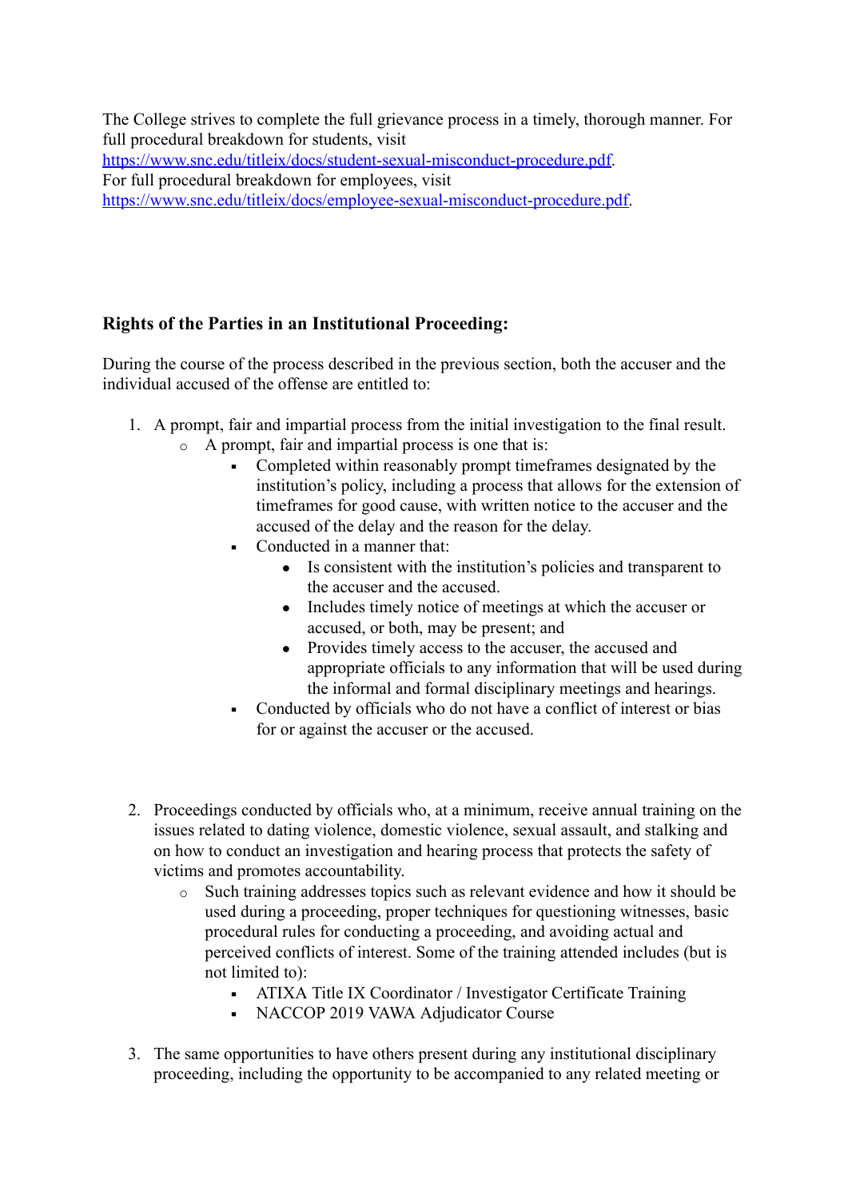The College strives to complete the full grievance process in a timely, thorough manner. For full procedural breakdown for students, visit
[https://www.snc.edu/titleix/docs/student-sexual-misconduct-procedure.pdf](https://www.snc.edu/titleix/docs/student-sexual-misconduct-procedure.pdf).
For full procedural breakdown for employees, visit
[https://www.snc.edu/titleix/docs/employee-sexual-misconduct-procedure.pdf](https://www.snc.edu/titleix/docs/employee-sexual-misconduct-procedure.pdf).

### Rights of the Parties in an Institutional Proceeding:

During the course of the process described in the previous section, both the accuser and the individual accused of the offense are entitled to:

1. A prompt, fair and impartial process from the initial investigation to the final result.
    - A prompt, fair and impartial process is one that is:
        - Completed within reasonably prompt timeframes designated by the institution's policy, including a process that allows for the extension of timeframes for good cause, with written notice to the accuser and the accused of the delay and the reason for the delay.
        - Conducted in a manner that:
            - Is consistent with the institution's policies and transparent to the accuser and the accused.
            - Includes timely notice of meetings at which the accuser or accused, or both, may be present; and
            - Provides timely access to the accuser, the accused and appropriate officials to any information that will be used during the informal and formal disciplinary meetings and hearings.
        - Conducted by officials who do not have a conflict of interest or bias for or against the accuser or the accused.

2. Proceedings conducted by officials who, at a minimum, receive annual training on the issues related to dating violence, domestic violence, sexual assault, and stalking and on how to conduct an investigation and hearing process that protects the safety of victims and promotes accountability.
    - Such training addresses topics such as relevant evidence and how it should be used during a proceeding, proper techniques for questioning witnesses, basic procedural rules for conducting a proceeding, and avoiding actual and perceived conflicts of interest. Some of the training attended includes (but is not limited to):
        - ATIXA Title IX Coordinator / Investigator Certificate Training
        - NACCOP 2019 VAWA Adjudicator Course

3. The same opportunities to have others present during any institutional disciplinary proceeding, including the opportunity to be accompanied to any related meeting or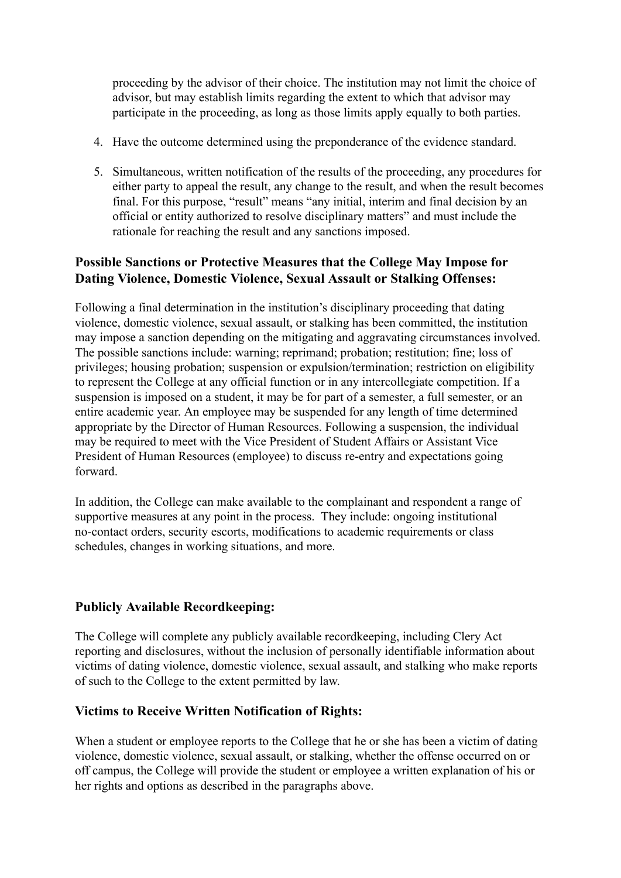proceeding by the advisor of their choice. The institution may not limit the choice of advisor, but may establish limits regarding the extent to which that advisor may participate in the proceeding, as long as those limits apply equally to both parties.

4. Have the outcome determined using the preponderance of the evidence standard.

5. Simultaneous, written notification of the results of the proceeding, any procedures for either party to appeal the result, any change to the result, and when the result becomes final. For this purpose, "result" means "any initial, interim and final decision by an official or entity authorized to resolve disciplinary matters" and must include the rationale for reaching the result and any sanctions imposed.

### Possible Sanctions or Protective Measures that the College May Impose for Dating Violence, Domestic Violence, Sexual Assault or Stalking Offenses:

Following a final determination in the institution's disciplinary proceeding that dating violence, domestic violence, sexual assault, or stalking has been committed, the institution may impose a sanction depending on the mitigating and aggravating circumstances involved. The possible sanctions include: warning; reprimand; probation; restitution; fine; loss of privileges; housing probation; suspension or expulsion/termination; restriction on eligibility to represent the College at any official function or in any intercollegiate competition. If a suspension is imposed on a student, it may be for part of a semester, a full semester, or an entire academic year. An employee may be suspended for any length of time determined appropriate by the Director of Human Resources. Following a suspension, the individual may be required to meet with the Vice President of Student Affairs or Assistant Vice President of Human Resources (employee) to discuss re-entry and expectations going forward.

In addition, the College can make available to the complainant and respondent a range of supportive measures at any point in the process. They include: ongoing institutional no-contact orders, security escorts, modifications to academic requirements or class schedules, changes in working situations, and more.

### Publicly Available Recordkeeping:

The College will complete any publicly available recordkeeping, including Clery Act reporting and disclosures, without the inclusion of personally identifiable information about victims of dating violence, domestic violence, sexual assault, and stalking who make reports of such to the College to the extent permitted by law.

### Victims to Receive Written Notification of Rights:

When a student or employee reports to the College that he or she has been a victim of dating violence, domestic violence, sexual assault, or stalking, whether the offense occurred on or off campus, the College will provide the student or employee a written explanation of his or her rights and options as described in the paragraphs above.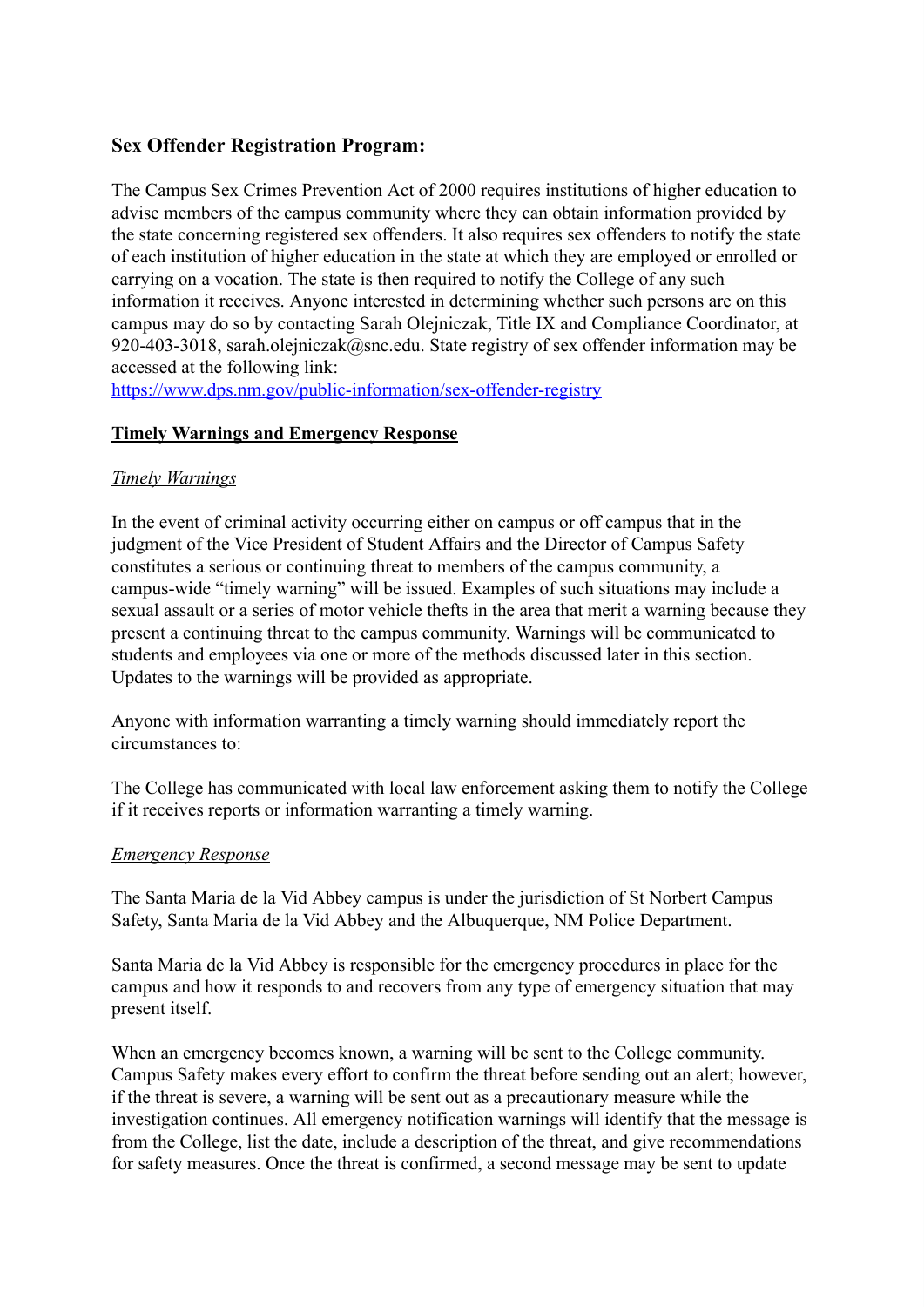### Sex Offender Registration Program:

The Campus Sex Crimes Prevention Act of 2000 requires institutions of higher education to advise members of the campus community where they can obtain information provided by the state concerning registered sex offenders. It also requires sex offenders to notify the state of each institution of higher education in the state at which they are employed or enrolled or carrying on a vocation. The state is then required to notify the College of any such information it receives. Anyone interested in determining whether such persons are on this campus may do so by contacting Sarah Olejniczak, Title IX and Compliance Coordinator, at 920-403-3018, sarah.olejniczak@snc.edu. State registry of sex offender information may be accessed at the following link:
[https://www.dps.nm.gov/public-information/sex-offender-registry](https://www.dps.nm.gov/public-information/sex-offender-registry)

### **Timely Warnings and Emergency Response**

*Timely Warnings*

In the event of criminal activity occurring either on campus or off campus that in the judgment of the Vice President of Student Affairs and the Director of Campus Safety constitutes a serious or continuing threat to members of the campus community, a campus-wide "timely warning" will be issued. Examples of such situations may include a sexual assault or a series of motor vehicle thefts in the area that merit a warning because they present a continuing threat to the campus community. Warnings will be communicated to students and employees via one or more of the methods discussed later in this section. Updates to the warnings will be provided as appropriate.

Anyone with information warranting a timely warning should immediately report the circumstances to:

The College has communicated with local law enforcement asking them to notify the College if it receives reports or information warranting a timely warning.

*Emergency Response*

The Santa Maria de la Vid Abbey campus is under the jurisdiction of St Norbert Campus Safety, Santa Maria de la Vid Abbey and the Albuquerque, NM Police Department.

Santa Maria de la Vid Abbey is responsible for the emergency procedures in place for the campus and how it responds to and recovers from any type of emergency situation that may present itself.

When an emergency becomes known, a warning will be sent to the College community. Campus Safety makes every effort to confirm the threat before sending out an alert; however, if the threat is severe, a warning will be sent out as a precautionary measure while the investigation continues. All emergency notification warnings will identify that the message is from the College, list the date, include a description of the threat, and give recommendations for safety measures. Once the threat is confirmed, a second message may be sent to update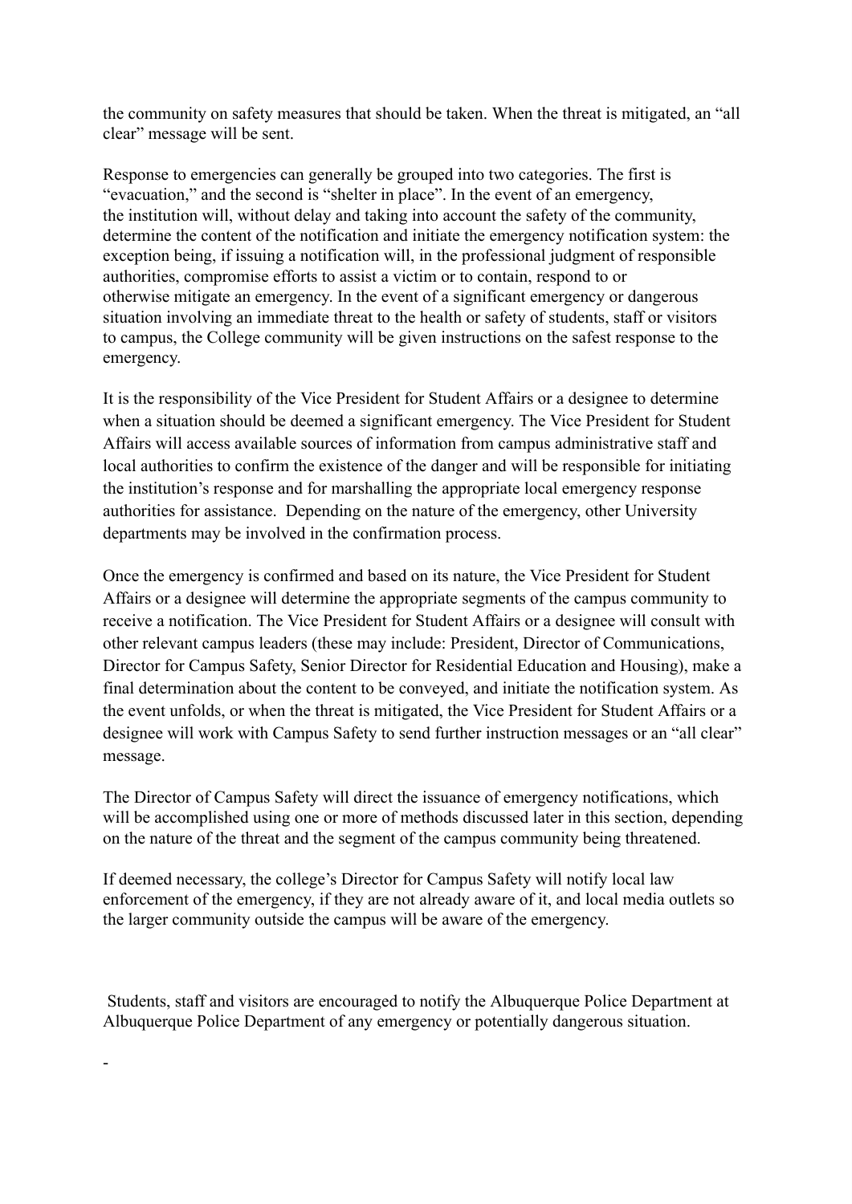the community on safety measures that should be taken. When the threat is mitigated, an "all clear" message will be sent.

Response to emergencies can generally be grouped into two categories. The first is "evacuation," and the second is "shelter in place". In the event of an emergency, the institution will, without delay and taking into account the safety of the community, determine the content of the notification and initiate the emergency notification system: the exception being, if issuing a notification will, in the professional judgment of responsible authorities, compromise efforts to assist a victim or to contain, respond to or otherwise mitigate an emergency. In the event of a significant emergency or dangerous situation involving an immediate threat to the health or safety of students, staff or visitors to campus, the College community will be given instructions on the safest response to the emergency.

It is the responsibility of the Vice President for Student Affairs or a designee to determine when a situation should be deemed a significant emergency. The Vice President for Student Affairs will access available sources of information from campus administrative staff and local authorities to confirm the existence of the danger and will be responsible for initiating the institution's response and for marshalling the appropriate local emergency response authorities for assistance. Depending on the nature of the emergency, other University departments may be involved in the confirmation process.

Once the emergency is confirmed and based on its nature, the Vice President for Student Affairs or a designee will determine the appropriate segments of the campus community to receive a notification. The Vice President for Student Affairs or a designee will consult with other relevant campus leaders (these may include: President, Director of Communications, Director for Campus Safety, Senior Director for Residential Education and Housing), make a final determination about the content to be conveyed, and initiate the notification system. As the event unfolds, or when the threat is mitigated, the Vice President for Student Affairs or a designee will work with Campus Safety to send further instruction messages or an "all clear" message.

The Director of Campus Safety will direct the issuance of emergency notifications, which will be accomplished using one or more of methods discussed later in this section, depending on the nature of the threat and the segment of the campus community being threatened.

If deemed necessary, the college's Director for Campus Safety will notify local law enforcement of the emergency, if they are not already aware of it, and local media outlets so the larger community outside the campus will be aware of the emergency.

Students, staff and visitors are encouraged to notify the Albuquerque Police Department at Albuquerque Police Department of any emergency or potentially dangerous situation.

-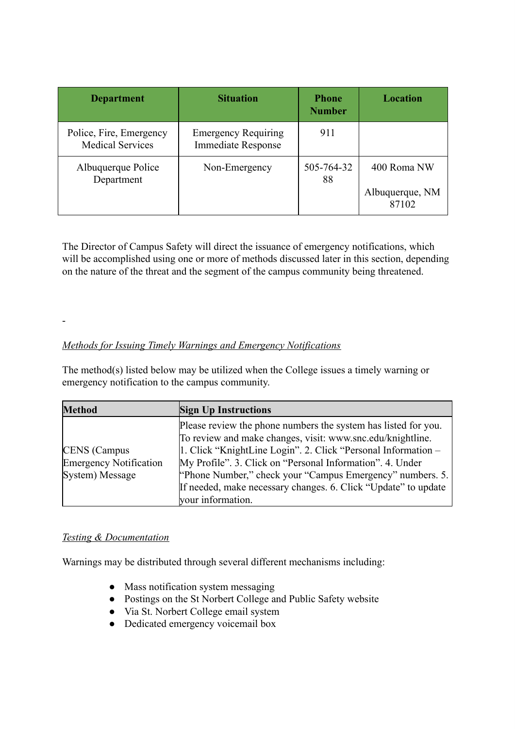| Department | Situation | Phone Number | Location |
|---|---|---|---|
| Police, Fire, Emergency Medical Services | Emergency Requiring Immediate Response | 911 | |
| Albuquerque Police Department | Non-Emergency | 505-764-3288 | 400 Roma NW<br><br>Albuquerque, NM 87102 |

The Director of Campus Safety will direct the issuance of emergency notifications, which will be accomplished using one or more of methods discussed later in this section, depending on the nature of the threat and the segment of the campus community being threatened.

-

*Methods for Issuing Timely Warnings and Emergency Notifications*

The method(s) listed below may be utilized when the College issues a timely warning or emergency notification to the campus community.

| Method | Sign Up Instructions |
|---|---|
| CENS (Campus Emergency Notification System) Message | Please review the phone numbers the system has listed for you. To review and make changes, visit: www.snc.edu/knightline. 1. Click "KnightLine Login". 2. Click "Personal Information – My Profile". 3. Click on "Personal Information". 4. Under "Phone Number," check your "Campus Emergency" numbers. 5. If needed, make necessary changes. 6. Click "Update" to update your information. |

*Testing & Documentation*

Warnings may be distributed through several different mechanisms including:

- Mass notification system messaging
- Postings on the St Norbert College and Public Safety website
- Via St. Norbert College email system
- Dedicated emergency voicemail box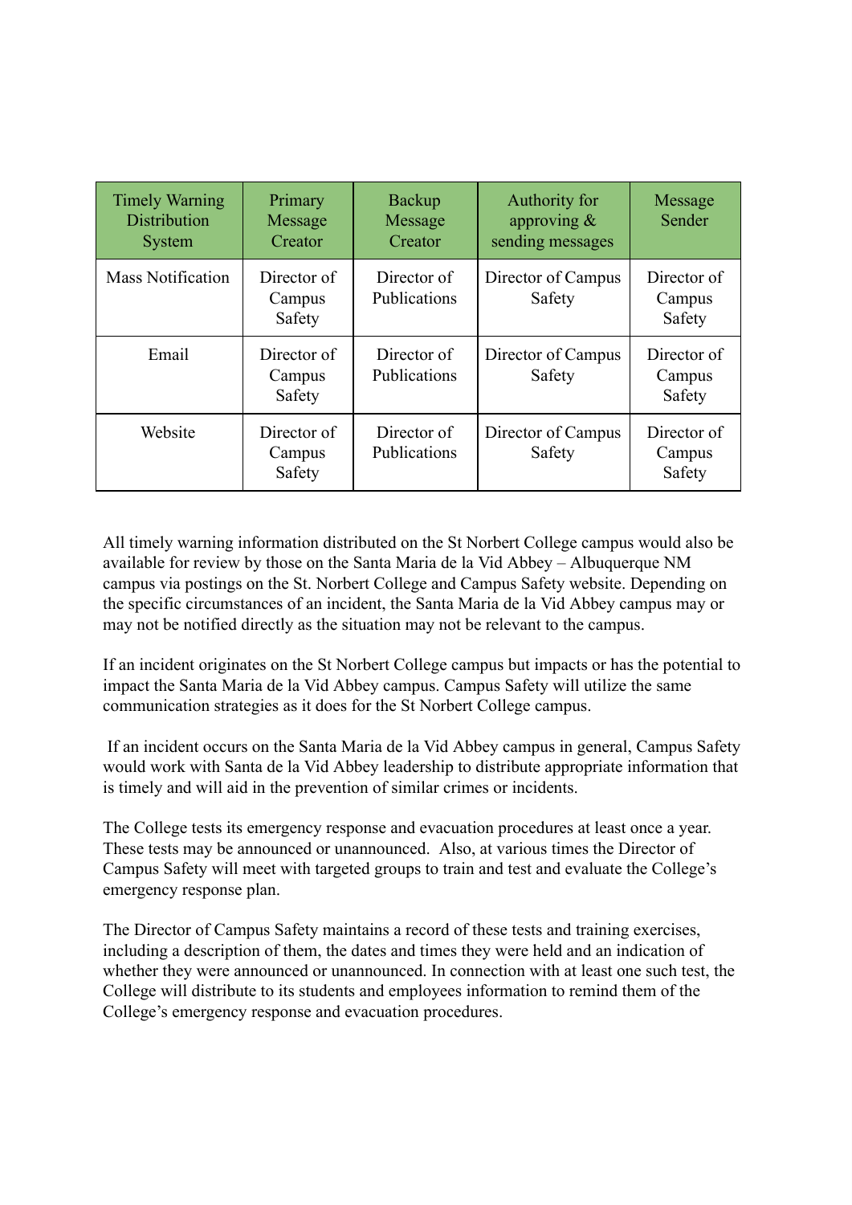| Timely Warning Distribution System | Primary Message Creator | Backup Message Creator | Authority for approving & sending messages | Message Sender |
|---|---|---|---|---|
| Mass Notification | Director of Campus Safety | Director of Publications | Director of Campus Safety | Director of Campus Safety |
| Email | Director of Campus Safety | Director of Publications | Director of Campus Safety | Director of Campus Safety |
| Website | Director of Campus Safety | Director of Publications | Director of Campus Safety | Director of Campus Safety |

All timely warning information distributed on the St Norbert College campus would also be available for review by those on the Santa Maria de la Vid Abbey – Albuquerque NM campus via postings on the St. Norbert College and Campus Safety website. Depending on the specific circumstances of an incident, the Santa Maria de la Vid Abbey campus may or may not be notified directly as the situation may not be relevant to the campus.

If an incident originates on the St Norbert College campus but impacts or has the potential to impact the Santa Maria de la Vid Abbey campus. Campus Safety will utilize the same communication strategies as it does for the St Norbert College campus.

If an incident occurs on the Santa Maria de la Vid Abbey campus in general, Campus Safety would work with Santa de la Vid Abbey leadership to distribute appropriate information that is timely and will aid in the prevention of similar crimes or incidents.

The College tests its emergency response and evacuation procedures at least once a year. These tests may be announced or unannounced. Also, at various times the Director of Campus Safety will meet with targeted groups to train and test and evaluate the College's emergency response plan.

The Director of Campus Safety maintains a record of these tests and training exercises, including a description of them, the dates and times they were held and an indication of whether they were announced or unannounced. In connection with at least one such test, the College will distribute to its students and employees information to remind them of the College's emergency response and evacuation procedures.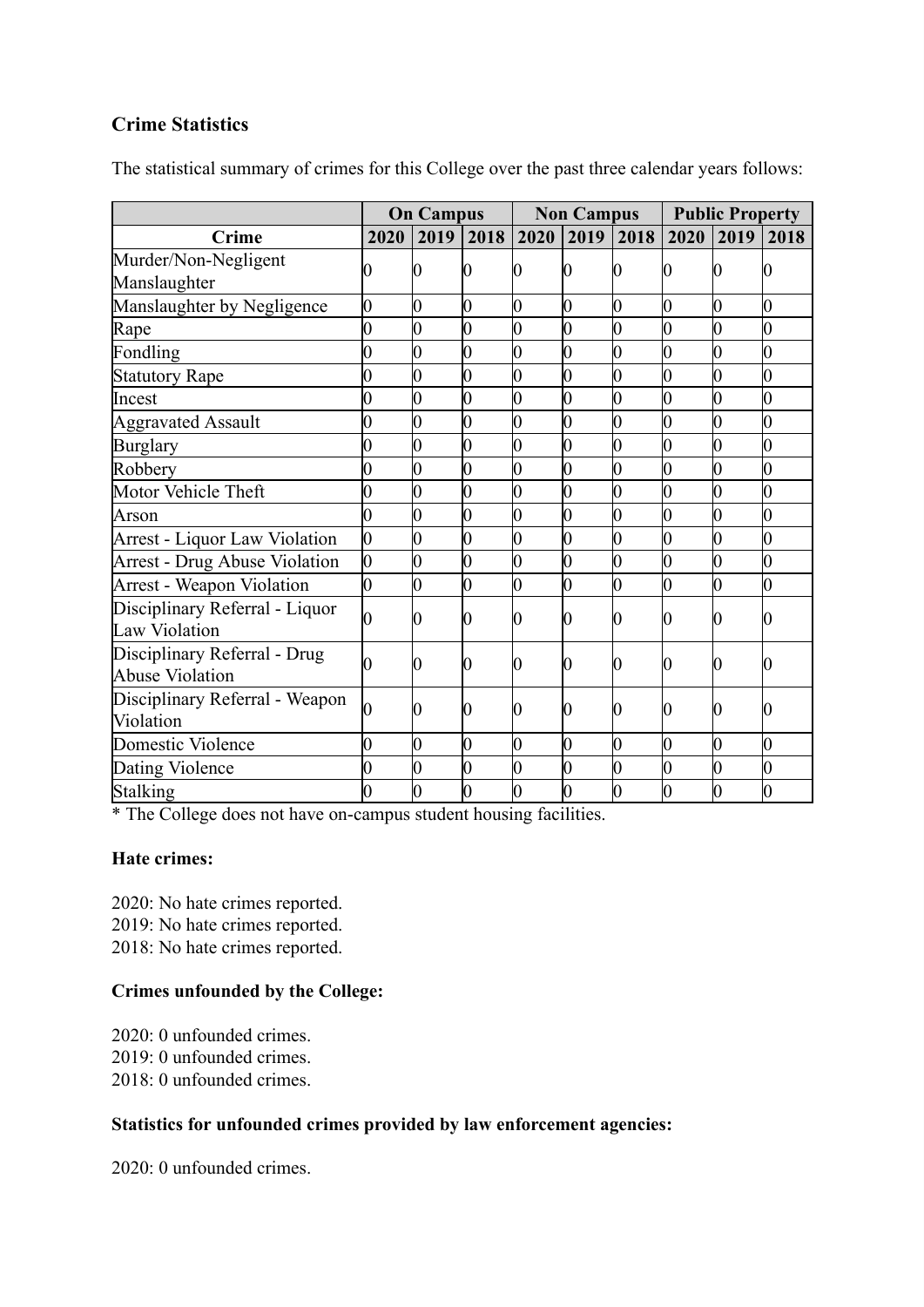### Crime Statistics

The statistical summary of crimes for this College over the past three calendar years follows:

| | On Campus | | | Non Campus | | | Public Property | | |
|---|---|---|---|---|---|---|---|---|---|
| **Crime** | **2020** | **2019** | **2018** | **2020** | **2019** | **2018** | **2020** | **2019** | **2018** |
| Murder/Non-Negligent Manslaughter | 0 | 0 | 0 | 0 | 0 | 0 | 0 | 0 | 0 |
| Manslaughter by Negligence | 0 | 0 | 0 | 0 | 0 | 0 | 0 | 0 | 0 |
| Rape | 0 | 0 | 0 | 0 | 0 | 0 | 0 | 0 | 0 |
| Fondling | 0 | 0 | 0 | 0 | 0 | 0 | 0 | 0 | 0 |
| Statutory Rape | 0 | 0 | 0 | 0 | 0 | 0 | 0 | 0 | 0 |
| Incest | 0 | 0 | 0 | 0 | 0 | 0 | 0 | 0 | 0 |
| Aggravated Assault | 0 | 0 | 0 | 0 | 0 | 0 | 0 | 0 | 0 |
| Burglary | 0 | 0 | 0 | 0 | 0 | 0 | 0 | 0 | 0 |
| Robbery | 0 | 0 | 0 | 0 | 0 | 0 | 0 | 0 | 0 |
| Motor Vehicle Theft | 0 | 0 | 0 | 0 | 0 | 0 | 0 | 0 | 0 |
| Arson | 0 | 0 | 0 | 0 | 0 | 0 | 0 | 0 | 0 |
| Arrest - Liquor Law Violation | 0 | 0 | 0 | 0 | 0 | 0 | 0 | 0 | 0 |
| Arrest - Drug Abuse Violation | 0 | 0 | 0 | 0 | 0 | 0 | 0 | 0 | 0 |
| Arrest - Weapon Violation | 0 | 0 | 0 | 0 | 0 | 0 | 0 | 0 | 0 |
| Disciplinary Referral - Liquor Law Violation | 0 | 0 | 0 | 0 | 0 | 0 | 0 | 0 | 0 |
| Disciplinary Referral - Drug Abuse Violation | 0 | 0 | 0 | 0 | 0 | 0 | 0 | 0 | 0 |
| Disciplinary Referral - Weapon Violation | 0 | 0 | 0 | 0 | 0 | 0 | 0 | 0 | 0 |
| Domestic Violence | 0 | 0 | 0 | 0 | 0 | 0 | 0 | 0 | 0 |
| Dating Violence | 0 | 0 | 0 | 0 | 0 | 0 | 0 | 0 | 0 |
| Stalking | 0 | 0 | 0 | 0 | 0 | 0 | 0 | 0 | 0 |

* The College does not have on-campus student housing facilities.

**Hate crimes:**

2020: No hate crimes reported.
2019: No hate crimes reported.
2018: No hate crimes reported.

**Crimes unfounded by the College:**

2020: 0 unfounded crimes.
2019: 0 unfounded crimes.
2018: 0 unfounded crimes.

**Statistics for unfounded crimes provided by law enforcement agencies:**

2020: 0 unfounded crimes.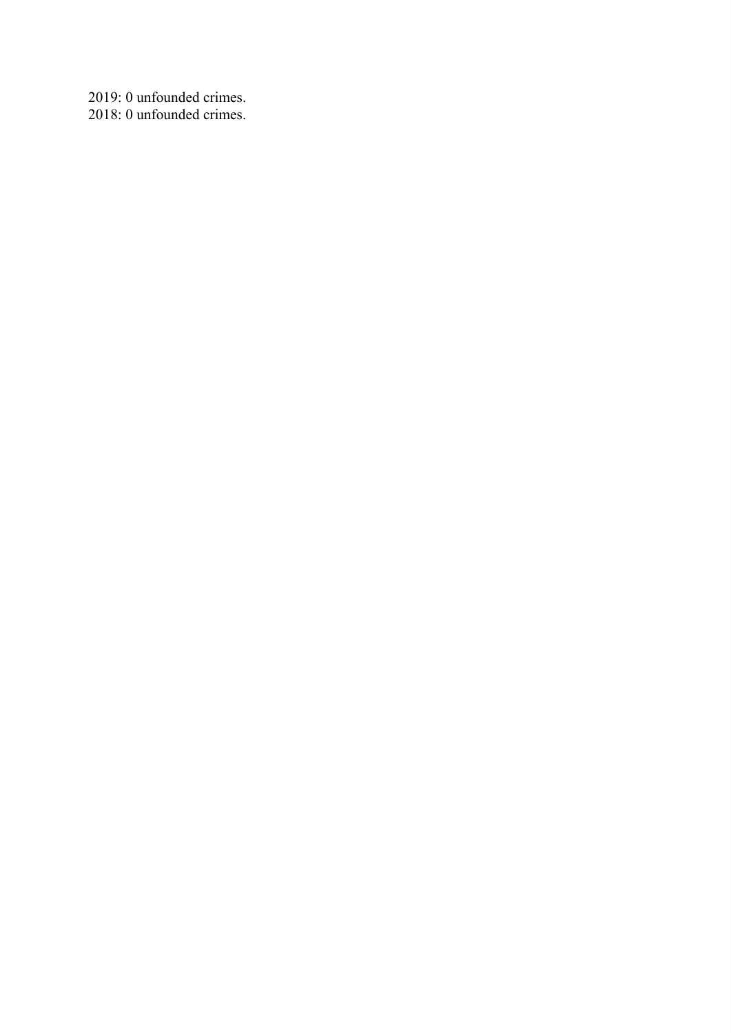2019: 0 unfounded crimes.
2018: 0 unfounded crimes.